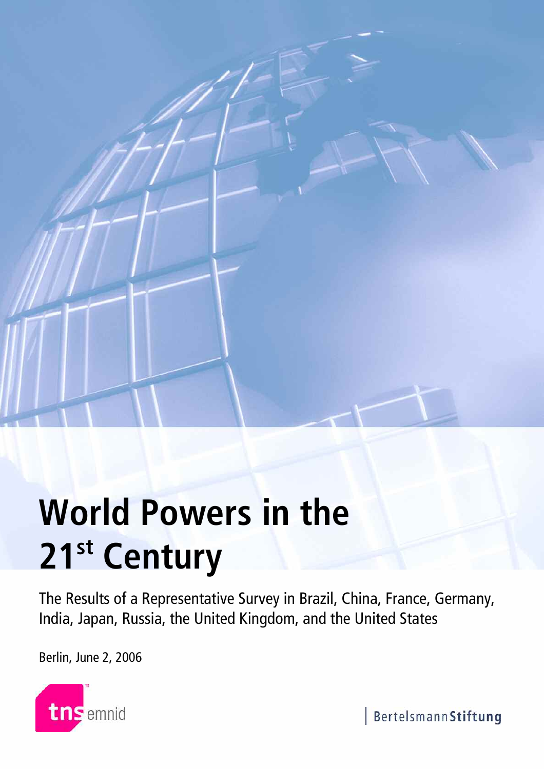# World Powers in the 21st Century

The Results of a Representative Survey in Brazil, China, France, Germany, India, Japan, Russia, the United Kingdom, and the United States

Berlin, June 2, 2006

tns emnid

Bertelsmann Stiftung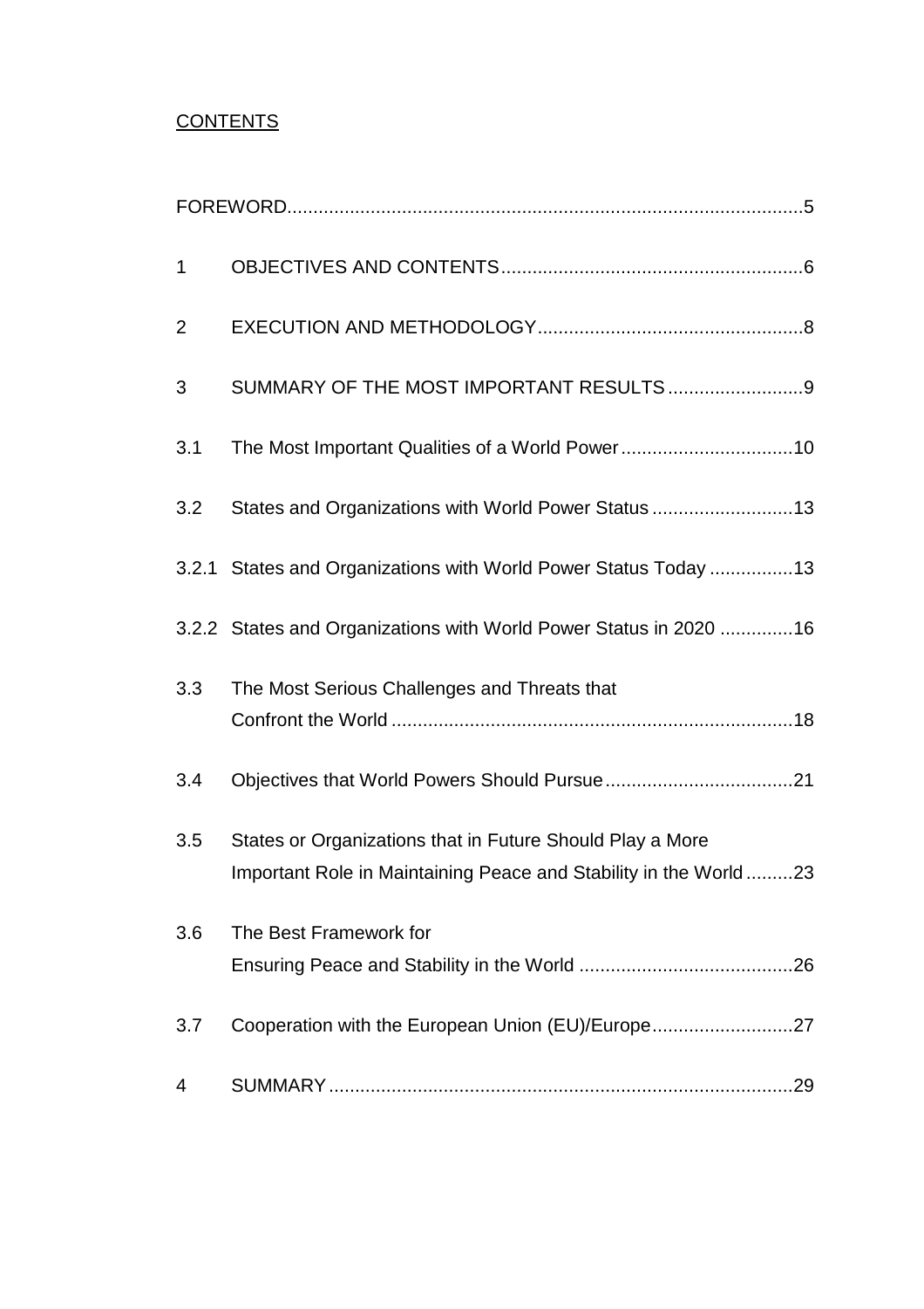## CONTENTS

| | | |
|---|---|---|
| FOREWORD | | 5 |
| 1 | OBJECTIVES AND CONTENTS | 6 |
| 2 | EXECUTION AND METHODOLOGY | 8 |
| 3 | SUMMARY OF THE MOST IMPORTANT RESULTS | 9 |
| 3.1 | The Most Important Qualities of a World Power | 10 |
| 3.2 | States and Organizations with World Power Status | 13 |
| 3.2.1 | States and Organizations with World Power Status Today | 13 |
| 3.2.2 | States and Organizations with World Power Status in 2020 | 16 |
| 3.3 | The Most Serious Challenges and Threats that Confront the World | 18 |
| 3.4 | Objectives that World Powers Should Pursue | 21 |
| 3.5 | States or Organizations that in Future Should Play a More Important Role in Maintaining Peace and Stability in the World | 23 |
| 3.6 | The Best Framework for Ensuring Peace and Stability in the World | 26 |
| 3.7 | Cooperation with the European Union (EU)/Europe | 27 |
| 4 | SUMMARY | 29 |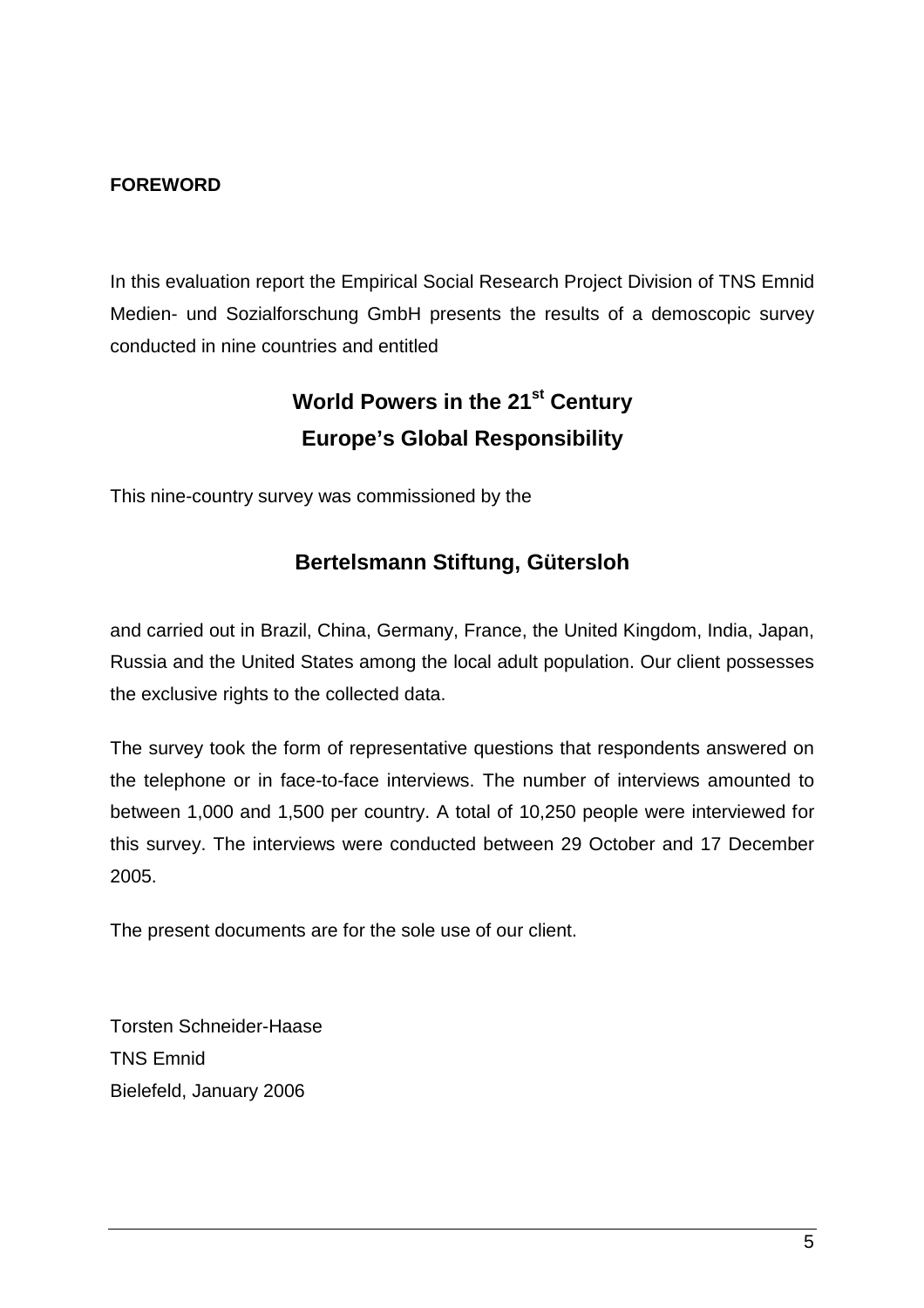## FOREWORD

In this evaluation report the Empirical Social Research Project Division of TNS Emnid Medien- und Sozialforschung GmbH presents the results of a demoscopic survey conducted in nine countries and entitled

**World Powers in the 21$^{st}$ Century**
**Europe's Global Responsibility**

This nine-country survey was commissioned by the

**Bertelsmann Stiftung, Gütersloh**

and carried out in Brazil, China, Germany, France, the United Kingdom, India, Japan, Russia and the United States among the local adult population. Our client possesses the exclusive rights to the collected data.

The survey took the form of representative questions that respondents answered on the telephone or in face-to-face interviews. The number of interviews amounted to between 1,000 and 1,500 per country. A total of 10,250 people were interviewed for this survey. The interviews were conducted between 29 October and 17 December 2005.

The present documents are for the sole use of our client.

Torsten Schneider-Haase
TNS Emnid
Bielefeld, January 2006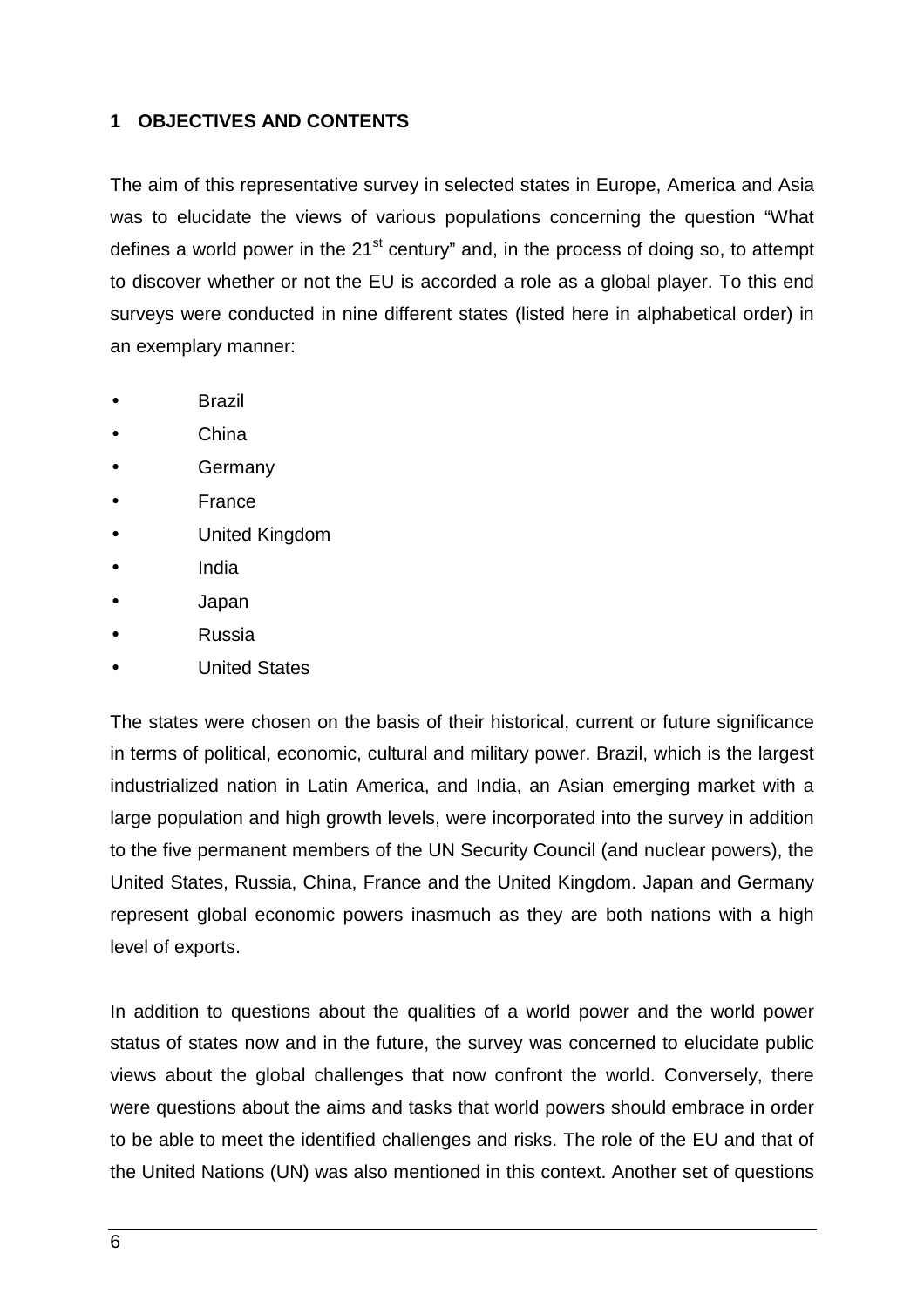## 1 OBJECTIVES AND CONTENTS

The aim of this representative survey in selected states in Europe, America and Asia was to elucidate the views of various populations concerning the question "What defines a world power in the 21st century" and, in the process of doing so, to attempt to discover whether or not the EU is accorded a role as a global player. To this end surveys were conducted in nine different states (listed here in alphabetical order) in an exemplary manner:

- Brazil
- China
- Germany
- France
- United Kingdom
- India
- Japan
- Russia
- United States

The states were chosen on the basis of their historical, current or future significance in terms of political, economic, cultural and military power. Brazil, which is the largest industrialized nation in Latin America, and India, an Asian emerging market with a large population and high growth levels, were incorporated into the survey in addition to the five permanent members of the UN Security Council (and nuclear powers), the United States, Russia, China, France and the United Kingdom. Japan and Germany represent global economic powers inasmuch as they are both nations with a high level of exports.

In addition to questions about the qualities of a world power and the world power status of states now and in the future, the survey was concerned to elucidate public views about the global challenges that now confront the world. Conversely, there were questions about the aims and tasks that world powers should embrace in order to be able to meet the identified challenges and risks. The role of the EU and that of the United Nations (UN) was also mentioned in this context. Another set of questions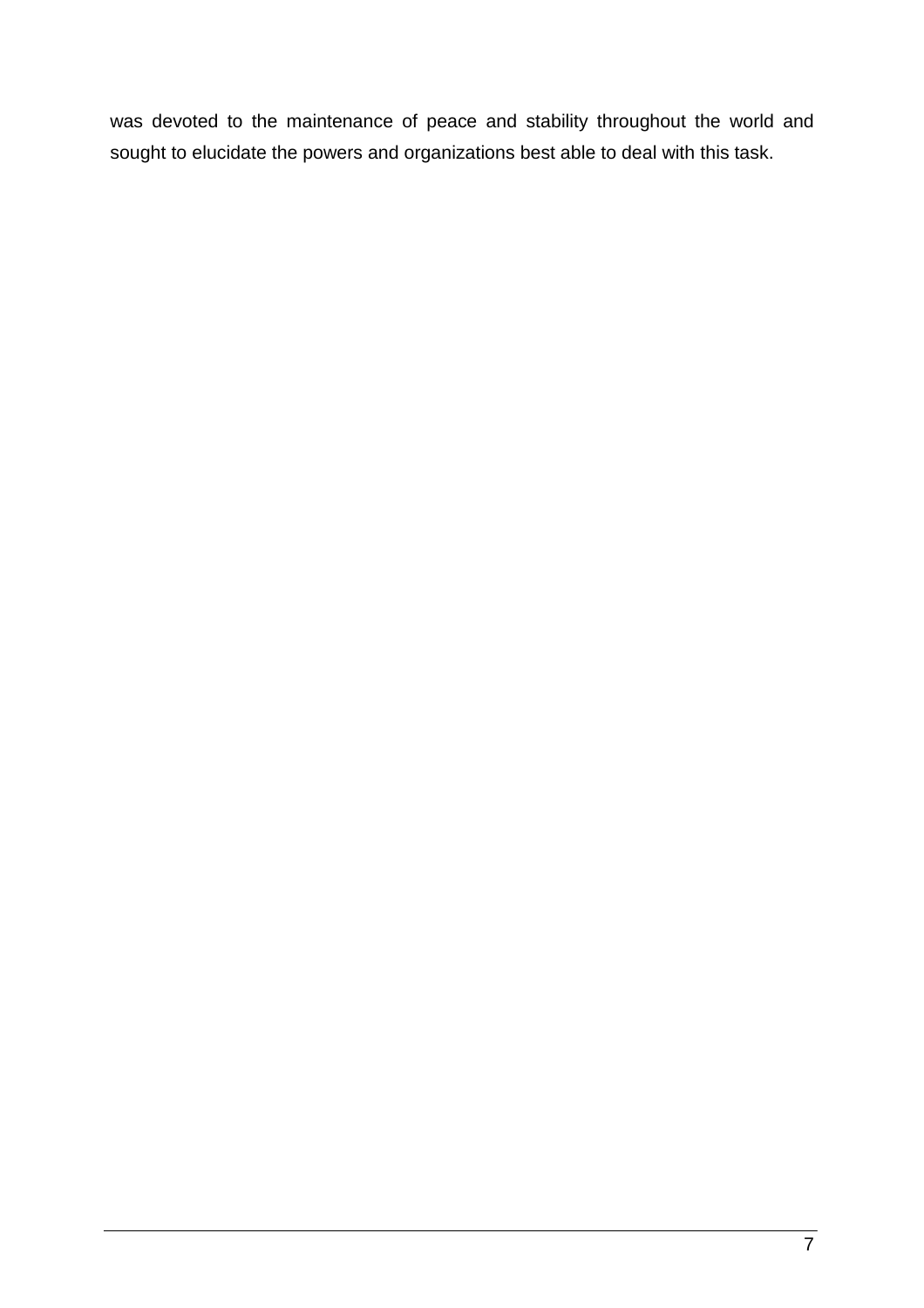was devoted to the maintenance of peace and stability throughout the world and sought to elucidate the powers and organizations best able to deal with this task.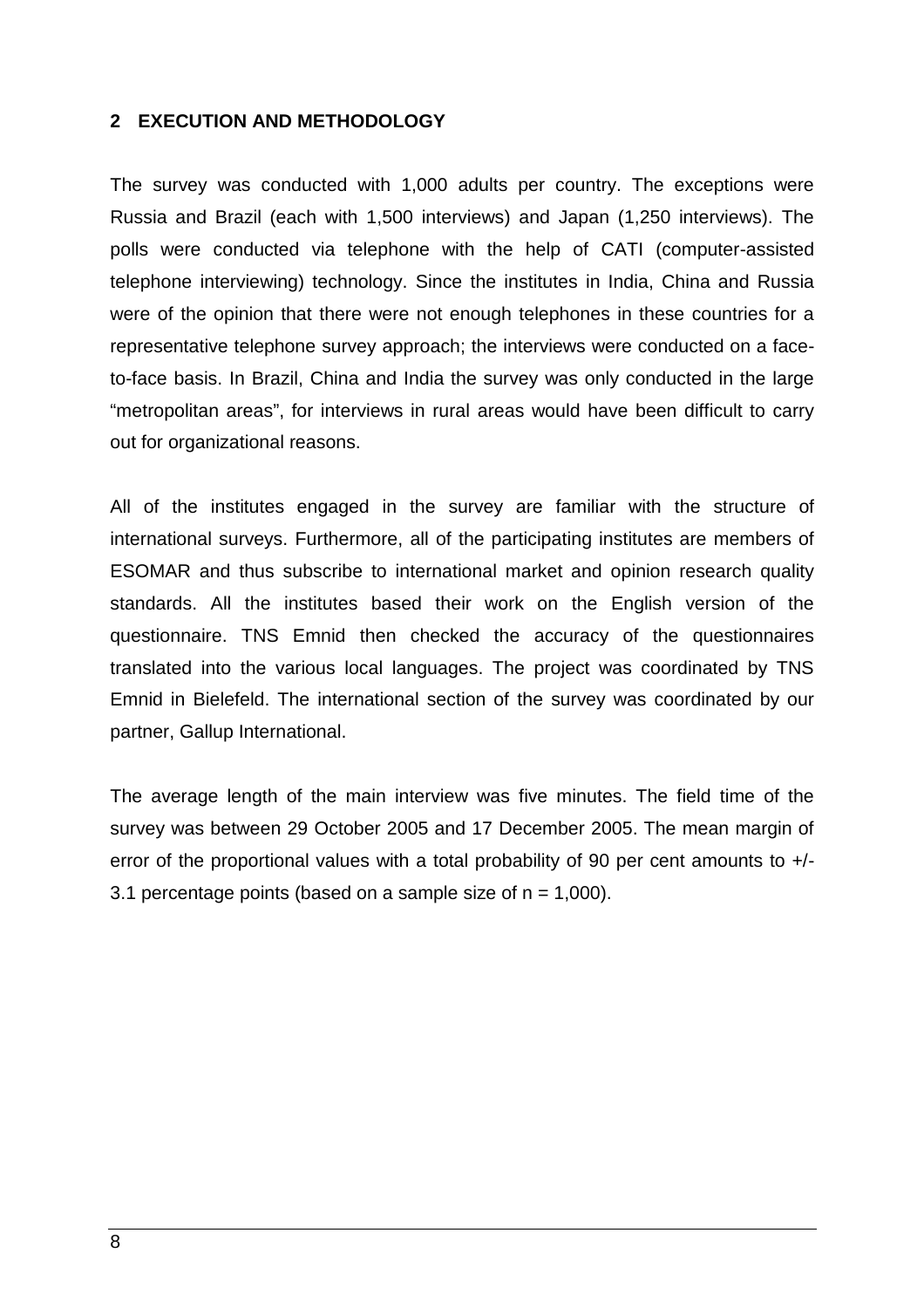## 2 EXECUTION AND METHODOLOGY

The survey was conducted with 1,000 adults per country. The exceptions were Russia and Brazil (each with 1,500 interviews) and Japan (1,250 interviews). The polls were conducted via telephone with the help of CATI (computer-assisted telephone interviewing) technology. Since the institutes in India, China and Russia were of the opinion that there were not enough telephones in these countries for a representative telephone survey approach; the interviews were conducted on a face-to-face basis. In Brazil, China and India the survey was only conducted in the large "metropolitan areas", for interviews in rural areas would have been difficult to carry out for organizational reasons.

All of the institutes engaged in the survey are familiar with the structure of international surveys. Furthermore, all of the participating institutes are members of ESOMAR and thus subscribe to international market and opinion research quality standards. All the institutes based their work on the English version of the questionnaire. TNS Emnid then checked the accuracy of the questionnaires translated into the various local languages. The project was coordinated by TNS Emnid in Bielefeld. The international section of the survey was coordinated by our partner, Gallup International.

The average length of the main interview was five minutes. The field time of the survey was between 29 October 2005 and 17 December 2005. The mean margin of error of the proportional values with a total probability of 90 per cent amounts to +/- 3.1 percentage points (based on a sample size of n = 1,000).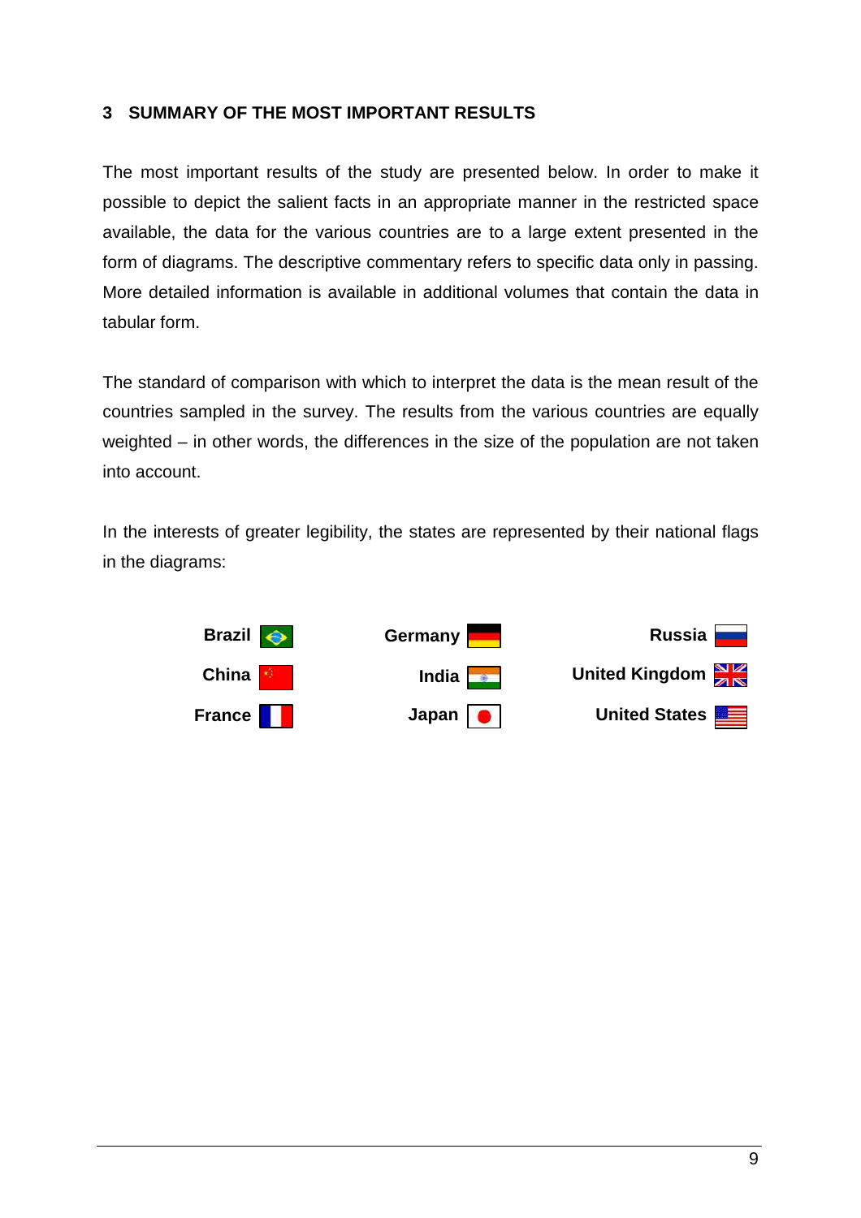## 3 SUMMARY OF THE MOST IMPORTANT RESULTS

The most important results of the study are presented below. In order to make it possible to depict the salient facts in an appropriate manner in the restricted space available, the data for the various countries are to a large extent presented in the form of diagrams. The descriptive commentary refers to specific data only in passing. More detailed information is available in additional volumes that contain the data in tabular form.

The standard of comparison with which to interpret the data is the mean result of the countries sampled in the survey. The results from the various countries are equally weighted – in other words, the differences in the size of the population are not taken into account.

In the interests of greater legibility, the states are represented by their national flags in the diagrams:

| | | |
|---|---|---|
| **Brazil** | **Germany** | **Russia** |
| **China** | **India** | **United Kingdom** |
| **France** | **Japan** | **United States** |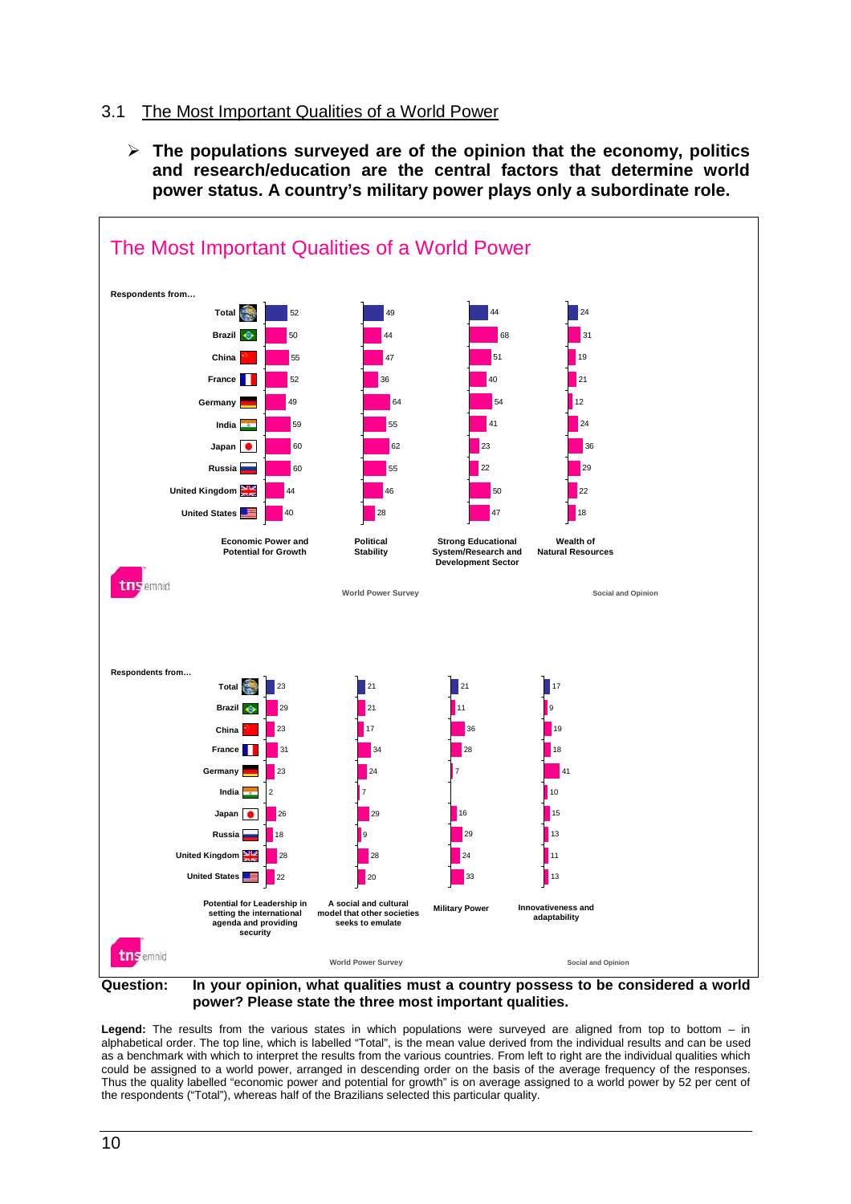## 3.1 The Most Important Qualities of a World Power

➢ **The populations surveyed are of the opinion that the economy, politics and research/education are the central factors that determine world power status. A country's military power plays only a subordinate role.**

### The Most Important Qualities of a World Power

| Respondents from… | Economic Power and Potential for Growth | Political Stability | Strong Educational System/Research and Development Sector | Wealth of Natural Resources |
|---|---|---|---|---|
| Total | 52 | 49 | 44 | 24 |
| Brazil | 50 | 44 | 68 | 31 |
| China | 55 | 47 | 51 | 19 |
| France | 52 | 36 | 40 | 21 |
| Germany | 49 | 64 | 54 | 12 |
| India | 59 | 55 | 41 | 24 |
| Japan | 60 | 62 | 23 | 36 |
| Russia | 60 | 55 | 22 | 29 |
| United Kingdom | 44 | 46 | 50 | 22 |
| United States | 40 | 28 | 47 | 18 |

tns emnid — World Power Survey — Social and Opinion

| Respondents from… | Potential for Leadership in setting the international agenda and providing security | A social and cultural model that other societies seeks to emulate | Military Power | Innovativeness and adaptability |
|---|---|---|---|---|
| Total | 23 | 21 | 21 | 17 |
| Brazil | 29 | 21 | 11 | 9 |
| China | 23 | 17 | 36 | 19 |
| France | 31 | 34 | 28 | 18 |
| Germany | 23 | 24 | 7 | 41 |
| India | 2 | 7 | | 10 |
| Japan | 26 | 29 | 16 | 15 |
| Russia | 18 | 9 | 29 | 13 |
| United Kingdom | 28 | 28 | 24 | 11 |
| United States | 22 | 20 | 33 | 13 |

tns emnid — World Power Survey — Social and Opinion

**Question:** **In your opinion, what qualities must a country possess to be considered a world power? Please state the three most important qualities.**

**Legend:** The results from the various states in which populations were surveyed are aligned from top to bottom – in alphabetical order. The top line, which is labelled "Total", is the mean value derived from the individual results and can be used as a benchmark with which to interpret the results from the various countries. From left to right are the individual qualities which could be assigned to a world power, arranged in descending order on the basis of the average frequency of the responses. Thus the quality labelled "economic power and potential for growth" is on average assigned to a world power by 52 per cent of the respondents ("Total"), whereas half of the Brazilians selected this particular quality.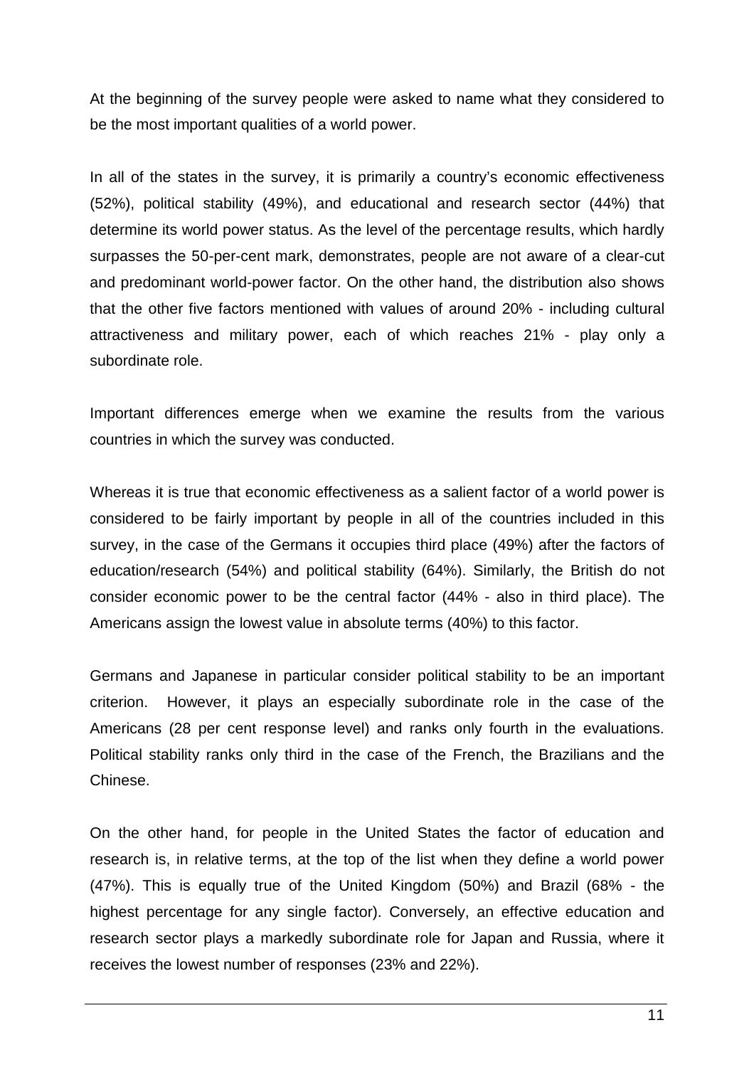At the beginning of the survey people were asked to name what they considered to be the most important qualities of a world power.

In all of the states in the survey, it is primarily a country's economic effectiveness (52%), political stability (49%), and educational and research sector (44%) that determine its world power status. As the level of the percentage results, which hardly surpasses the 50-per-cent mark, demonstrates, people are not aware of a clear-cut and predominant world-power factor. On the other hand, the distribution also shows that the other five factors mentioned with values of around 20% - including cultural attractiveness and military power, each of which reaches 21% - play only a subordinate role.

Important differences emerge when we examine the results from the various countries in which the survey was conducted.

Whereas it is true that economic effectiveness as a salient factor of a world power is considered to be fairly important by people in all of the countries included in this survey, in the case of the Germans it occupies third place (49%) after the factors of education/research (54%) and political stability (64%). Similarly, the British do not consider economic power to be the central factor (44% - also in third place). The Americans assign the lowest value in absolute terms (40%) to this factor.

Germans and Japanese in particular consider political stability to be an important criterion. However, it plays an especially subordinate role in the case of the Americans (28 per cent response level) and ranks only fourth in the evaluations. Political stability ranks only third in the case of the French, the Brazilians and the Chinese.

On the other hand, for people in the United States the factor of education and research is, in relative terms, at the top of the list when they define a world power (47%). This is equally true of the United Kingdom (50%) and Brazil (68% - the highest percentage for any single factor). Conversely, an effective education and research sector plays a markedly subordinate role for Japan and Russia, where it receives the lowest number of responses (23% and 22%).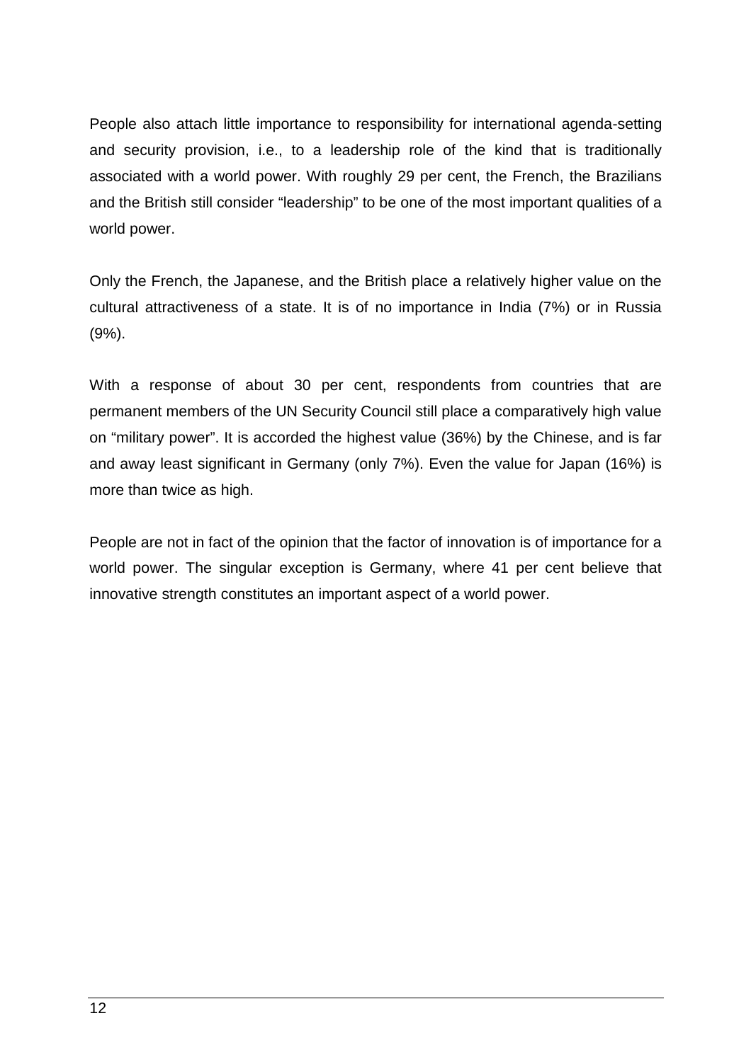People also attach little importance to responsibility for international agenda-setting and security provision, i.e., to a leadership role of the kind that is traditionally associated with a world power. With roughly 29 per cent, the French, the Brazilians and the British still consider “leadership” to be one of the most important qualities of a world power.

Only the French, the Japanese, and the British place a relatively higher value on the cultural attractiveness of a state. It is of no importance in India (7%) or in Russia (9%).

With a response of about 30 per cent, respondents from countries that are permanent members of the UN Security Council still place a comparatively high value on “military power”. It is accorded the highest value (36%) by the Chinese, and is far and away least significant in Germany (only 7%). Even the value for Japan (16%) is more than twice as high.

People are not in fact of the opinion that the factor of innovation is of importance for a world power. The singular exception is Germany, where 41 per cent believe that innovative strength constitutes an important aspect of a world power.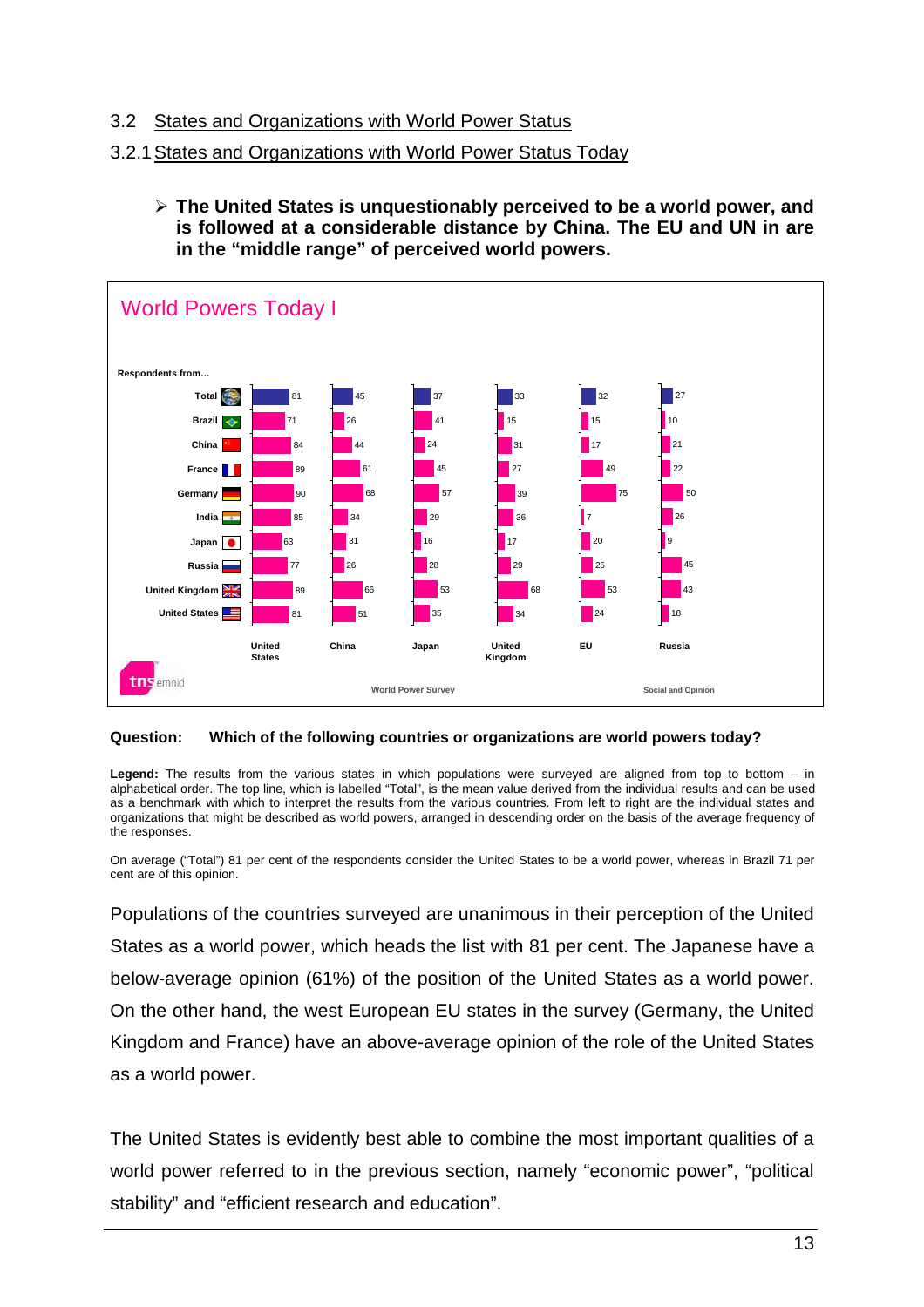## 3.2 States and Organizations with World Power Status

### 3.2.1 States and Organizations with World Power Status Today

- **The United States is unquestionably perceived to be a world power, and is followed at a considerable distance by China. The EU and UN in are in the "middle range" of perceived world powers.**

**World Powers Today I**

| Respondents from… | United States | China | Japan | United Kingdom | EU | Russia |
|---|---|---|---|---|---|---|
| Total | 81 | 45 | 37 | 33 | 32 | 27 |
| Brazil | 71 | 26 | 41 | 15 | 15 | 10 |
| China | 84 | 44 | 24 | 31 | 17 | 21 |
| France | 89 | 61 | 45 | 27 | 49 | 22 |
| Germany | 90 | 68 | 57 | 39 | 75 | 50 |
| India | 85 | 34 | 29 | 36 | 7 | 26 |
| Japan | 63 | 31 | 16 | 17 | 20 | 9 |
| Russia | 77 | 26 | 28 | 29 | 25 | 45 |
| United Kingdom | 89 | 66 | 53 | 68 | 53 | 43 |
| United States | 81 | 51 | 35 | 34 | 24 | 18 |

tns emnid — World Power Survey — Social and Opinion

**Question: Which of the following countries or organizations are world powers today?**

**Legend:** The results from the various states in which populations were surveyed are aligned from top to bottom – in alphabetical order. The top line, which is labelled "Total", is the mean value derived from the individual results and can be used as a benchmark with which to interpret the results from the various countries. From left to right are the individual states and organizations that might be described as world powers, arranged in descending order on the basis of the average frequency of the responses.

On average ("Total") 81 per cent of the respondents consider the United States to be a world power, whereas in Brazil 71 per cent are of this opinion.

Populations of the countries surveyed are unanimous in their perception of the United States as a world power, which heads the list with 81 per cent. The Japanese have a below-average opinion (61%) of the position of the United States as a world power. On the other hand, the west European EU states in the survey (Germany, the United Kingdom and France) have an above-average opinion of the role of the United States as a world power.

The United States is evidently best able to combine the most important qualities of a world power referred to in the previous section, namely "economic power", "political stability" and "efficient research and education".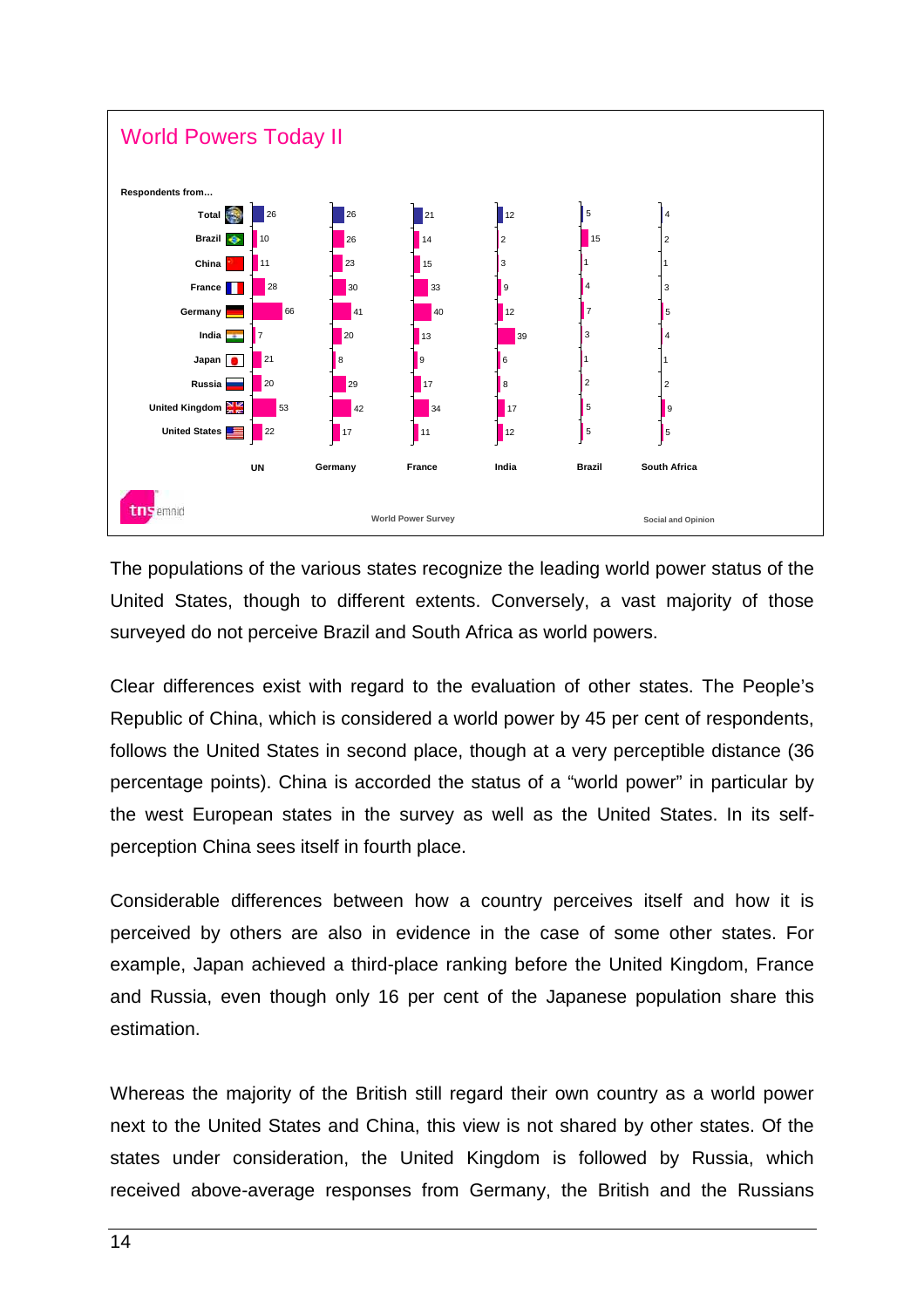## World Powers Today II

Respondents from...

| | UN | Germany | France | India | Brazil | South Africa |
|---|---|---|---|---|---|---|
| Total | 26 | 26 | 21 | 12 | 5 | 4 |
| Brazil | 10 | 26 | 14 | 2 | 15 | 2 |
| China | 11 | 23 | 15 | 3 | 1 | 1 |
| France | 28 | 30 | 33 | 9 | 4 | 3 |
| Germany | 66 | 41 | 40 | 12 | 7 | 5 |
| India | 7 | 20 | 13 | 39 | 3 | 4 |
| Japan | 21 | 8 | 9 | 6 | 1 | 1 |
| Russia | 20 | 29 | 17 | 8 | 2 | 2 |
| United Kingdom | 53 | 42 | 34 | 17 | 5 | 9 |
| United States | 22 | 17 | 11 | 12 | 5 | 5 |

tns emnid — World Power Survey — Social and Opinion

The populations of the various states recognize the leading world power status of the United States, though to different extents. Conversely, a vast majority of those surveyed do not perceive Brazil and South Africa as world powers.

Clear differences exist with regard to the evaluation of other states. The People's Republic of China, which is considered a world power by 45 per cent of respondents, follows the United States in second place, though at a very perceptible distance (36 percentage points). China is accorded the status of a "world power" in particular by the west European states in the survey as well as the United States. In its self-perception China sees itself in fourth place.

Considerable differences between how a country perceives itself and how it is perceived by others are also in evidence in the case of some other states. For example, Japan achieved a third-place ranking before the United Kingdom, France and Russia, even though only 16 per cent of the Japanese population share this estimation.

Whereas the majority of the British still regard their own country as a world power next to the United States and China, this view is not shared by other states. Of the states under consideration, the United Kingdom is followed by Russia, which received above-average responses from Germany, the British and the Russians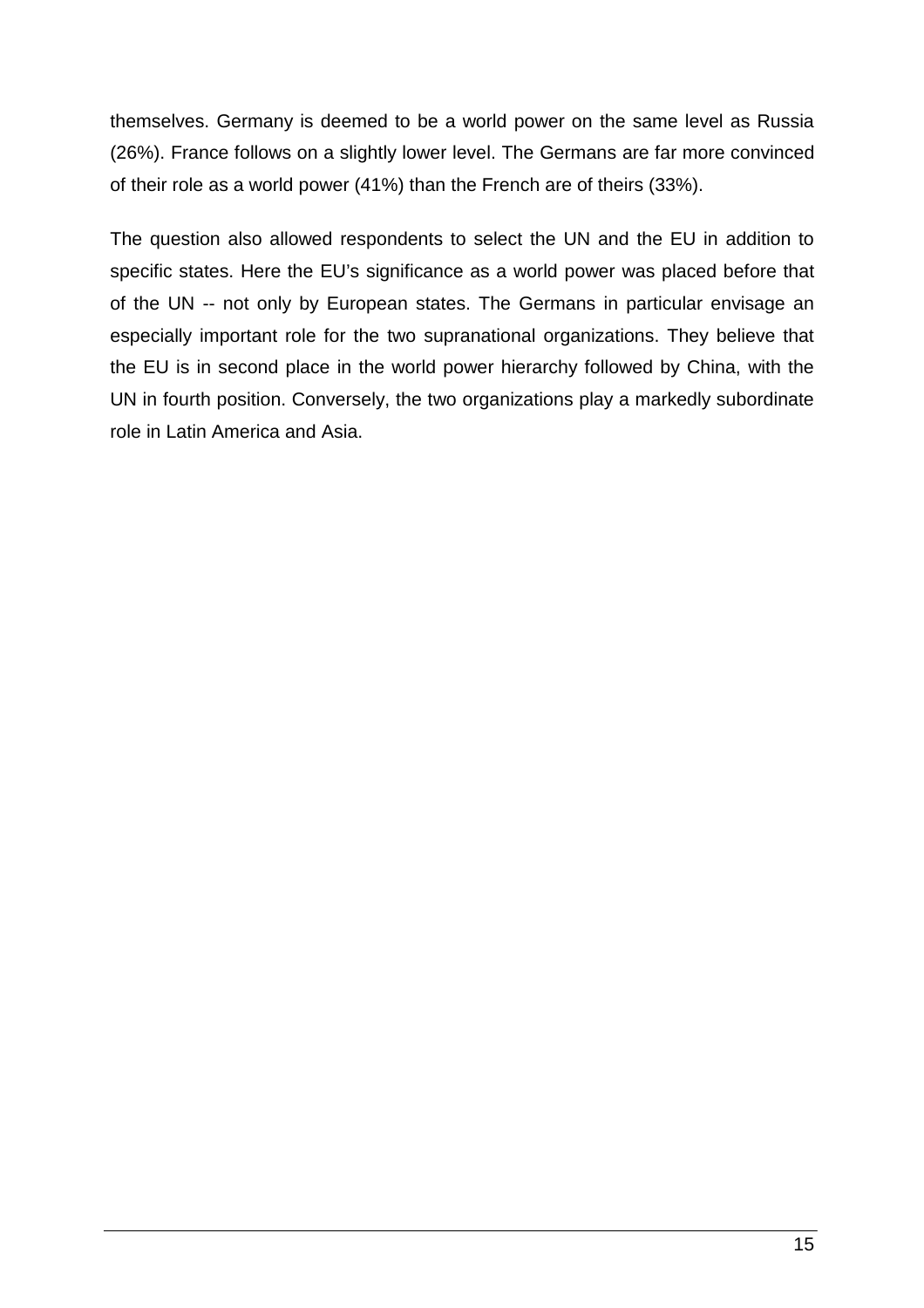themselves. Germany is deemed to be a world power on the same level as Russia (26%). France follows on a slightly lower level. The Germans are far more convinced of their role as a world power (41%) than the French are of theirs (33%).

The question also allowed respondents to select the UN and the EU in addition to specific states. Here the EU's significance as a world power was placed before that of the UN -- not only by European states. The Germans in particular envisage an especially important role for the two supranational organizations. They believe that the EU is in second place in the world power hierarchy followed by China, with the UN in fourth position. Conversely, the two organizations play a markedly subordinate role in Latin America and Asia.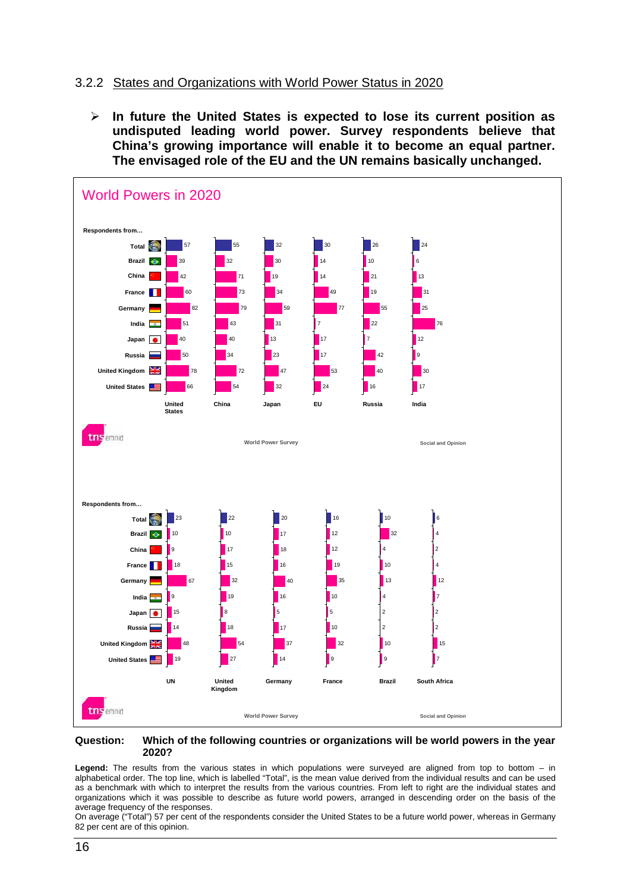### 3.2.2 States and Organizations with World Power Status in 2020

- **In future the United States is expected to lose its current position as undisputed leading world power. Survey respondents believe that China's growing importance will enable it to become an equal partner. The envisaged role of the EU and the UN remains basically unchanged.**

**World Powers in 2020**

| Respondents from... | United States | China | Japan | EU | Russia | India |
|---|---|---|---|---|---|---|
| Total | 57 | 55 | 32 | 30 | 26 | 24 |
| Brazil | 39 | 32 | 30 | 14 | 10 | 6 |
| China | 42 | 71 | 19 | 14 | 21 | 13 |
| France | 60 | 73 | 34 | 49 | 19 | 31 |
| Germany | 82 | 79 | 59 | 77 | 55 | 25 |
| India | 51 | 43 | 31 | 7 | 22 | 76 |
| Japan | 40 | 40 | 13 | 17 | 7 | 12 |
| Russia | 50 | 34 | 23 | 17 | 42 | 9 |
| United Kingdom | 78 | 72 | 47 | 53 | 40 | 30 |
| United States | 66 | 54 | 32 | 24 | 16 | 17 |

| Respondents from... | UN | United Kingdom | Germany | France | Brazil | South Africa |
|---|---|---|---|---|---|---|
| Total | 23 | 22 | 20 | 16 | 10 | 6 |
| Brazil | 10 | 10 | 17 | 12 | 32 | 4 |
| China | 9 | 17 | 18 | 12 | 4 | 2 |
| France | 18 | 15 | 16 | 19 | 10 | 4 |
| Germany | 67 | 32 | 40 | 35 | 13 | 12 |
| India | 9 | 19 | 16 | 10 | 4 | 7 |
| Japan | 15 | 8 | 5 | 5 | 2 | 2 |
| Russia | 14 | 18 | 17 | 10 | 2 | 2 |
| United Kingdom | 48 | 54 | 37 | 32 | 10 | 15 |
| United States | 19 | 27 | 14 | 9 | 9 | 7 |

tns emnid — World Power Survey — Social and Opinion

**Question:** **Which of the following countries or organizations will be world powers in the year 2020?**

**Legend:** The results from the various states in which populations were surveyed are aligned from top to bottom – in alphabetical order. The top line, which is labelled "Total", is the mean value derived from the individual results and can be used as a benchmark with which to interpret the results from the various countries. From left to right are the individual states and organizations which it was possible to describe as future world powers, arranged in descending order on the basis of the average frequency of the responses.
On average ("Total") 57 per cent of the respondents consider the United States to be a future world power, whereas in Germany 82 per cent are of this opinion.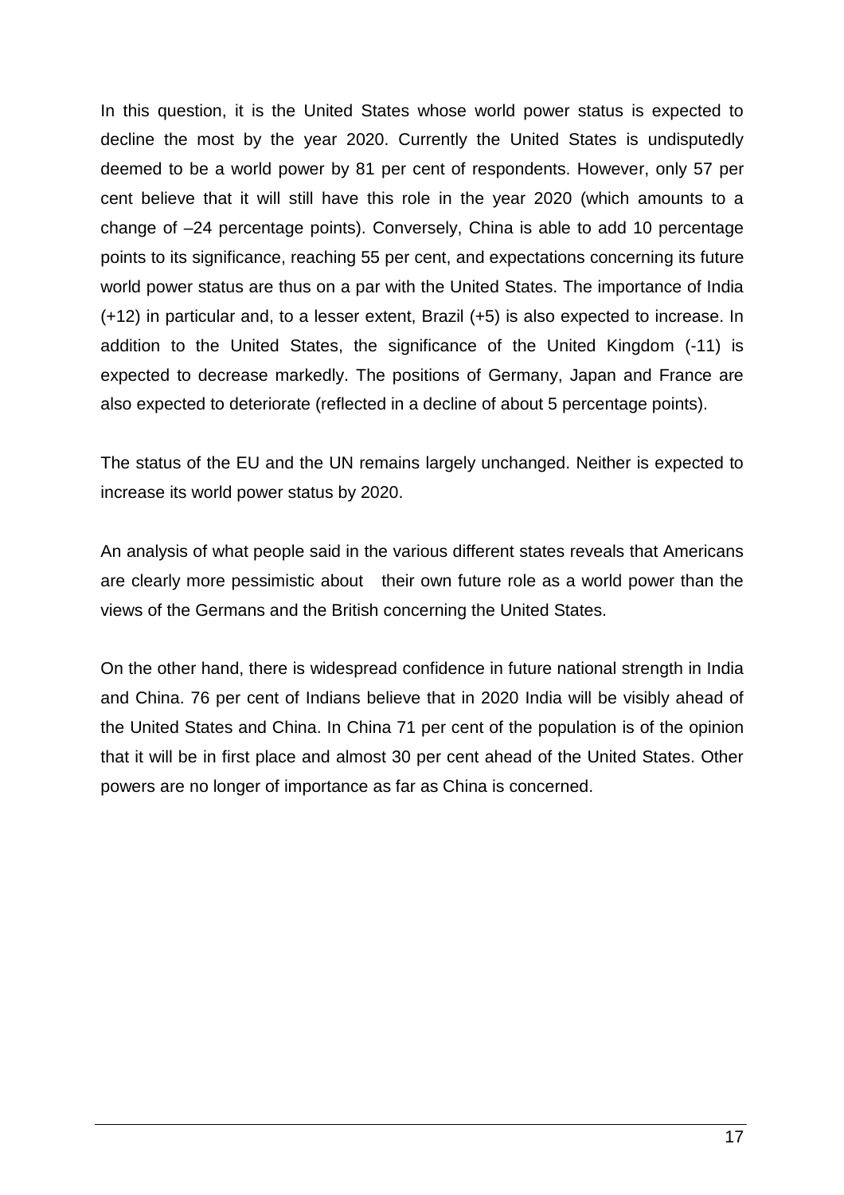In this question, it is the United States whose world power status is expected to decline the most by the year 2020. Currently the United States is undisputedly deemed to be a world power by 81 per cent of respondents. However, only 57 per cent believe that it will still have this role in the year 2020 (which amounts to a change of –24 percentage points). Conversely, China is able to add 10 percentage points to its significance, reaching 55 per cent, and expectations concerning its future world power status are thus on a par with the United States. The importance of India (+12) in particular and, to a lesser extent, Brazil (+5) is also expected to increase. In addition to the United States, the significance of the United Kingdom (-11) is expected to decrease markedly. The positions of Germany, Japan and France are also expected to deteriorate (reflected in a decline of about 5 percentage points).

The status of the EU and the UN remains largely unchanged. Neither is expected to increase its world power status by 2020.

An analysis of what people said in the various different states reveals that Americans are clearly more pessimistic about their own future role as a world power than the views of the Germans and the British concerning the United States.

On the other hand, there is widespread confidence in future national strength in India and China. 76 per cent of Indians believe that in 2020 India will be visibly ahead of the United States and China. In China 71 per cent of the population is of the opinion that it will be in first place and almost 30 per cent ahead of the United States. Other powers are no longer of importance as far as China is concerned.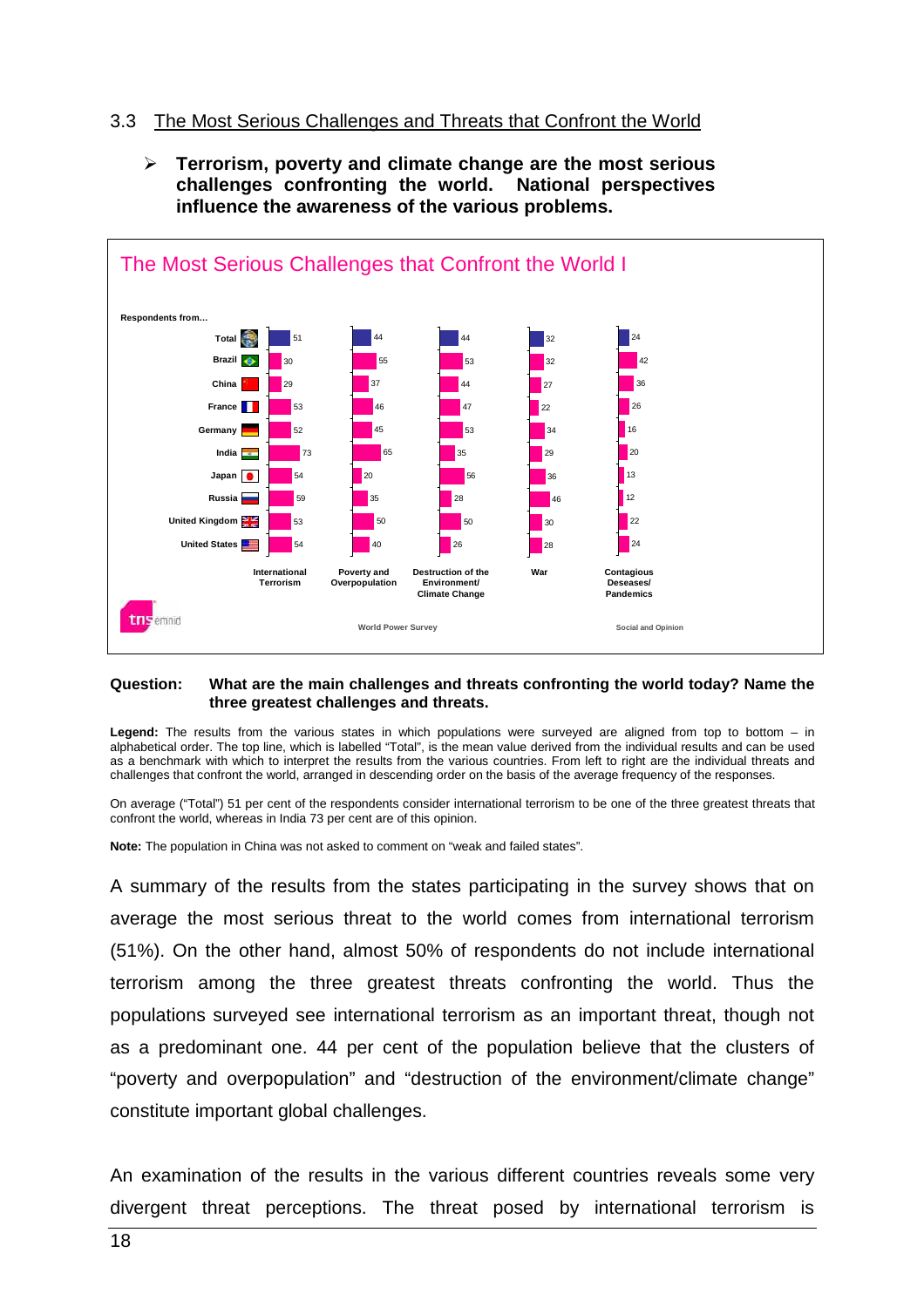### 3.3 The Most Serious Challenges and Threats that Confront the World

- **Terrorism, poverty and climate change are the most serious challenges confronting the world. National perspectives influence the awareness of the various problems.**

**The Most Serious Challenges that Confront the World I**

Respondents from…

| | International Terrorism | Poverty and Overpopulation | Destruction of the Environment/ Climate Change | War | Contagious Deseases/ Pandemics |
|---|---|---|---|---|---|
| Total | 51 | 44 | 44 | 32 | 24 |
| Brazil | 30 | 55 | 53 | 32 | 42 |
| China | 29 | 37 | 44 | 27 | 36 |
| France | 53 | 46 | 47 | 22 | 26 |
| Germany | 52 | 45 | 53 | 34 | 16 |
| India | 73 | 65 | 35 | 29 | 20 |
| Japan | 54 | 20 | 56 | 36 | 13 |
| Russia | 59 | 35 | 28 | 46 | 12 |
| United Kingdom | 53 | 50 | 50 | 30 | 22 |
| United States | 54 | 40 | 26 | 28 | 24 |

tns emnid — World Power Survey — Social and Opinion

**Question:** **What are the main challenges and threats confronting the world today? Name the three greatest challenges and threats.**

**Legend:** The results from the various states in which populations were surveyed are aligned from top to bottom – in alphabetical order. The top line, which is labelled "Total", is the mean value derived from the individual results and can be used as a benchmark with which to interpret the results from the various countries. From left to right are the individual threats and challenges that confront the world, arranged in descending order on the basis of the average frequency of the responses.

On average ("Total") 51 per cent of the respondents consider international terrorism to be one of the three greatest threats that confront the world, whereas in India 73 per cent are of this opinion.

**Note:** The population in China was not asked to comment on "weak and failed states".

A summary of the results from the states participating in the survey shows that on average the most serious threat to the world comes from international terrorism (51%). On the other hand, almost 50% of respondents do not include international terrorism among the three greatest threats confronting the world. Thus the populations surveyed see international terrorism as an important threat, though not as a predominant one. 44 per cent of the population believe that the clusters of "poverty and overpopulation" and "destruction of the environment/climate change" constitute important global challenges.

An examination of the results in the various different countries reveals some very divergent threat perceptions. The threat posed by international terrorism is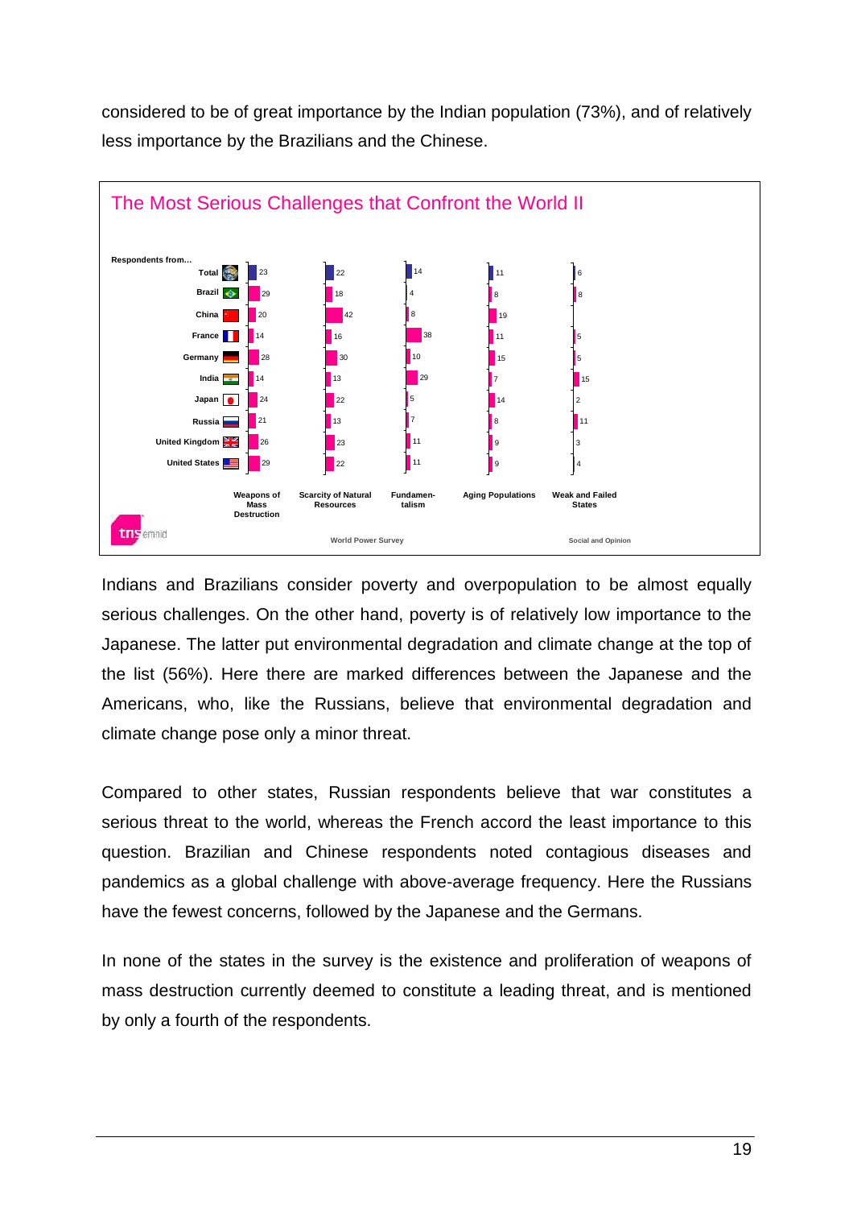considered to be of great importance by the Indian population (73%), and of relatively less importance by the Brazilians and the Chinese.

**The Most Serious Challenges that Confront the World II**

| Respondents from… | Weapons of Mass Destruction | Scarcity of Natural Resources | Fundamen-talism | Aging Populations | Weak and Failed States |
|---|---|---|---|---|---|
| Total | 23 | 22 | 14 | 11 | 6 |
| Brazil | 29 | 18 | 4 | 8 | 8 |
| China | 20 | 42 | 8 | 19 | |
| France | 14 | 16 | 38 | 11 | 5 |
| Germany | 28 | 30 | 10 | 15 | 5 |
| India | 14 | 13 | 29 | 7 | 15 |
| Japan | 24 | 22 | 5 | 14 | 2 |
| Russia | 21 | 13 | 7 | 8 | 11 |
| United Kingdom | 26 | 23 | 11 | 9 | 3 |
| United States | 29 | 22 | 11 | 9 | 4 |

tns emnid — World Power Survey — Social and Opinion

Indians and Brazilians consider poverty and overpopulation to be almost equally serious challenges. On the other hand, poverty is of relatively low importance to the Japanese. The latter put environmental degradation and climate change at the top of the list (56%). Here there are marked differences between the Japanese and the Americans, who, like the Russians, believe that environmental degradation and climate change pose only a minor threat.

Compared to other states, Russian respondents believe that war constitutes a serious threat to the world, whereas the French accord the least importance to this question. Brazilian and Chinese respondents noted contagious diseases and pandemics as a global challenge with above-average frequency. Here the Russians have the fewest concerns, followed by the Japanese and the Germans.

In none of the states in the survey is the existence and proliferation of weapons of mass destruction currently deemed to constitute a leading threat, and is mentioned by only a fourth of the respondents.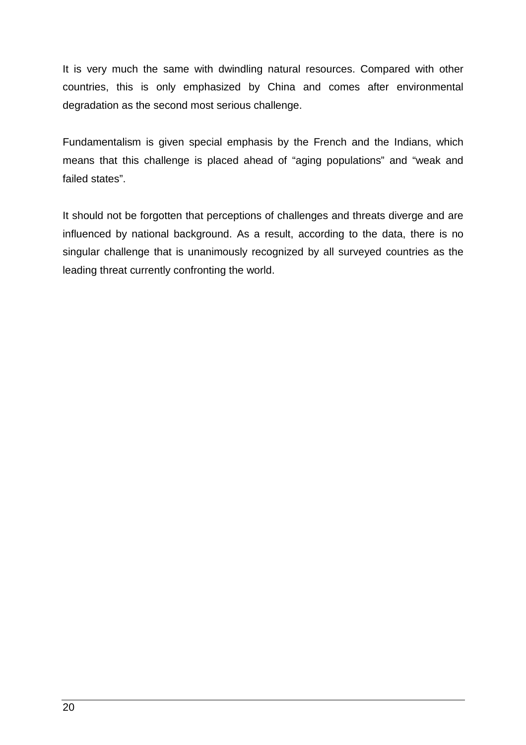It is very much the same with dwindling natural resources. Compared with other countries, this is only emphasized by China and comes after environmental degradation as the second most serious challenge.

Fundamentalism is given special emphasis by the French and the Indians, which means that this challenge is placed ahead of “aging populations” and “weak and failed states”.

It should not be forgotten that perceptions of challenges and threats diverge and are influenced by national background. As a result, according to the data, there is no singular challenge that is unanimously recognized by all surveyed countries as the leading threat currently confronting the world.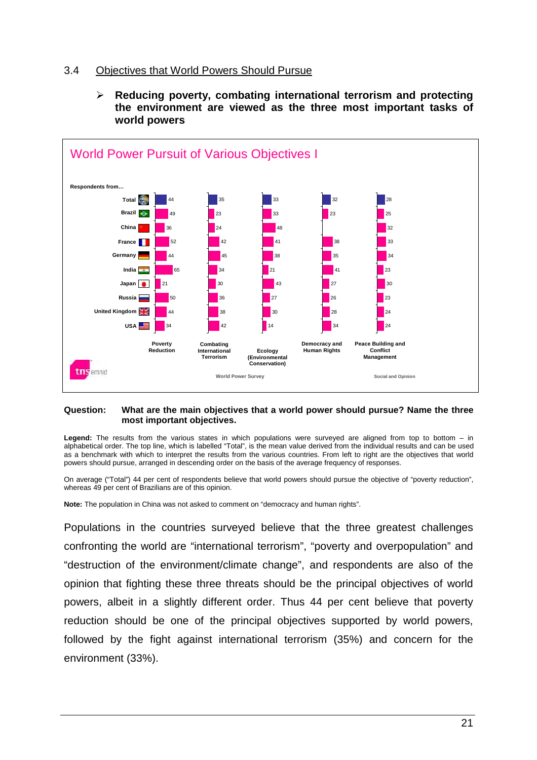### 3.4 Objectives that World Powers Should Pursue

- **Reducing poverty, combating international terrorism and protecting the environment are viewed as the three most important tasks of world powers**

**World Power Pursuit of Various Objectives I**

| Respondents from... | Poverty Reduction | Combating International Terrorism | Ecology (Environmental Conservation) | Democracy and Human Rights | Peace Building and Conflict Management |
|---|---|---|---|---|---|
| Total | 44 | 35 | 33 | 32 | 28 |
| Brazil | 49 | 23 | 33 | 23 | 25 |
| China | 36 | 24 | 48 | | 32 |
| France | 52 | 42 | 41 | 38 | 33 |
| Germany | 44 | 45 | 38 | 35 | 34 |
| India | 65 | 34 | 21 | 41 | 23 |
| Japan | 21 | 30 | 43 | 27 | 30 |
| Russia | 50 | 36 | 27 | 26 | 23 |
| United Kingdom | 44 | 38 | 30 | 28 | 24 |
| USA | 34 | 42 | 14 | 34 | 24 |

tns emnid — World Power Survey — Social and Opinion

**Question:** **What are the main objectives that a world power should pursue? Name the three most important objectives.**

**Legend:** The results from the various states in which populations were surveyed are aligned from top to bottom – in alphabetical order. The top line, which is labelled "Total", is the mean value derived from the individual results and can be used as a benchmark with which to interpret the results from the various countries. From left to right are the objectives that world powers should pursue, arranged in descending order on the basis of the average frequency of responses.

On average ("Total") 44 per cent of respondents believe that world powers should pursue the objective of "poverty reduction", whereas 49 per cent of Brazilians are of this opinion.

**Note:** The population in China was not asked to comment on "democracy and human rights".

Populations in the countries surveyed believe that the three greatest challenges confronting the world are "international terrorism", "poverty and overpopulation" and "destruction of the environment/climate change", and respondents are also of the opinion that fighting these three threats should be the principal objectives of world powers, albeit in a slightly different order. Thus 44 per cent believe that poverty reduction should be one of the principal objectives supported by world powers, followed by the fight against international terrorism (35%) and concern for the environment (33%).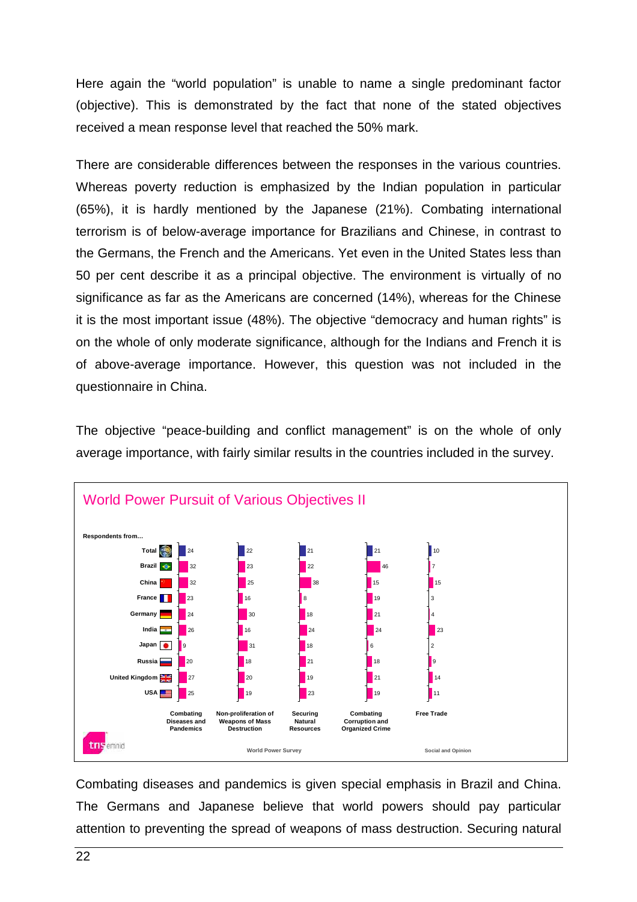Here again the "world population" is unable to name a single predominant factor (objective). This is demonstrated by the fact that none of the stated objectives received a mean response level that reached the 50% mark.

There are considerable differences between the responses in the various countries. Whereas poverty reduction is emphasized by the Indian population in particular (65%), it is hardly mentioned by the Japanese (21%). Combating international terrorism is of below-average importance for Brazilians and Chinese, in contrast to the Germans, the French and the Americans. Yet even in the United States less than 50 per cent describe it as a principal objective. The environment is virtually of no significance as far as the Americans are concerned (14%), whereas for the Chinese it is the most important issue (48%). The objective "democracy and human rights" is on the whole of only moderate significance, although for the Indians and French it is of above-average importance. However, this question was not included in the questionnaire in China.

The objective "peace-building and conflict management" is on the whole of only average importance, with fairly similar results in the countries included in the survey.

**World Power Pursuit of Various Objectives II**

| Respondents from... | Combating Diseases and Pandemics | Non-proliferation of Weapons of Mass Destruction | Securing Natural Resources | Combating Corruption and Organized Crime | Free Trade |
|---|---|---|---|---|---|
| Total | 24 | 22 | 21 | 21 | 10 |
| Brazil | 32 | 23 | 22 | 46 | 7 |
| China | 32 | 25 | 38 | 15 | 15 |
| France | 23 | 16 | 8 | 19 | 3 |
| Germany | 24 | 30 | 18 | 21 | 4 |
| India | 26 | 16 | 24 | 24 | 23 |
| Japan | 9 | 31 | 18 | 6 | 2 |
| Russia | 20 | 18 | 21 | 18 | 9 |
| United Kingdom | 27 | 20 | 19 | 21 | 14 |
| USA | 25 | 19 | 23 | 19 | 11 |

World Power Survey — Social and Opinion

Combating diseases and pandemics is given special emphasis in Brazil and China. The Germans and Japanese believe that world powers should pay particular attention to preventing the spread of weapons of mass destruction. Securing natural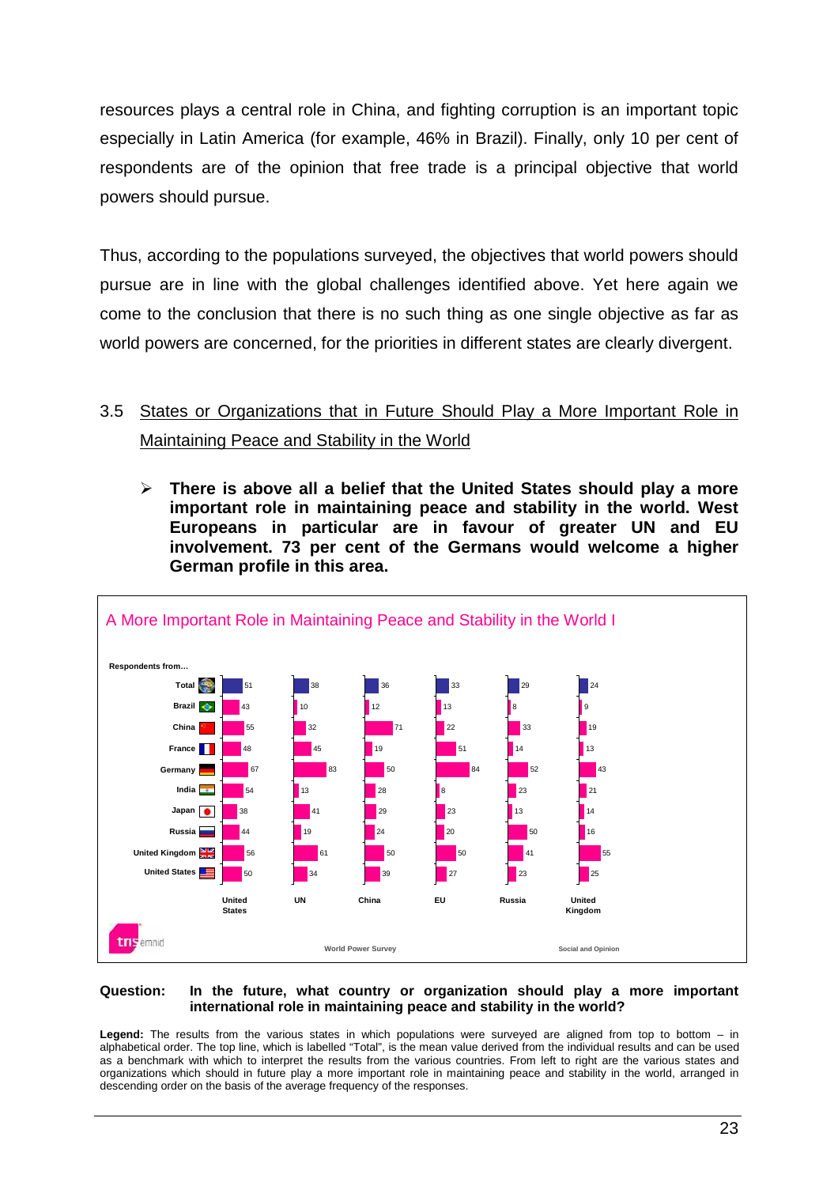resources plays a central role in China, and fighting corruption is an important topic especially in Latin America (for example, 46% in Brazil). Finally, only 10 per cent of respondents are of the opinion that free trade is a principal objective that world powers should pursue.

Thus, according to the populations surveyed, the objectives that world powers should pursue are in line with the global challenges identified above. Yet here again we come to the conclusion that there is no such thing as one single objective as far as world powers are concerned, for the priorities in different states are clearly divergent.

## 3.5 States or Organizations that in Future Should Play a More Important Role in Maintaining Peace and Stability in the World

- **There is above all a belief that the United States should play a more important role in maintaining peace and stability in the world. West Europeans in particular are in favour of greater UN and EU involvement. 73 per cent of the Germans would welcome a higher German profile in this area.**

**A More Important Role in Maintaining Peace and Stability in the World I**

| Respondents from... | United States | UN | China | EU | Russia | United Kingdom |
|---|---|---|---|---|---|---|
| Total | 51 | 38 | 36 | 33 | 29 | 24 |
| Brazil | 43 | 10 | 12 | 13 | 8 | 9 |
| China | 55 | 32 | 71 | 22 | 33 | 19 |
| France | 48 | 45 | 19 | 51 | 14 | 13 |
| Germany | 67 | 83 | 50 | 84 | 52 | 43 |
| India | 54 | 13 | 28 | 8 | 23 | 21 |
| Japan | 38 | 41 | 29 | 23 | 13 | 14 |
| Russia | 44 | 19 | 24 | 20 | 50 | 16 |
| United Kingdom | 56 | 61 | 50 | 50 | 41 | 55 |
| United States | 50 | 34 | 39 | 27 | 23 | 25 |

tns emnid — World Power Survey — Social and Opinion

**Question:** **In the future, what country or organization should play a more important international role in maintaining peace and stability in the world?**

**Legend:** The results from the various states in which populations were surveyed are aligned from top to bottom – in alphabetical order. The top line, which is labelled "Total", is the mean value derived from the individual results and can be used as a benchmark with which to interpret the results from the various countries. From left to right are the various states and organizations which should in future play a more important role in maintaining peace and stability in the world, arranged in descending order on the basis of the average frequency of the responses.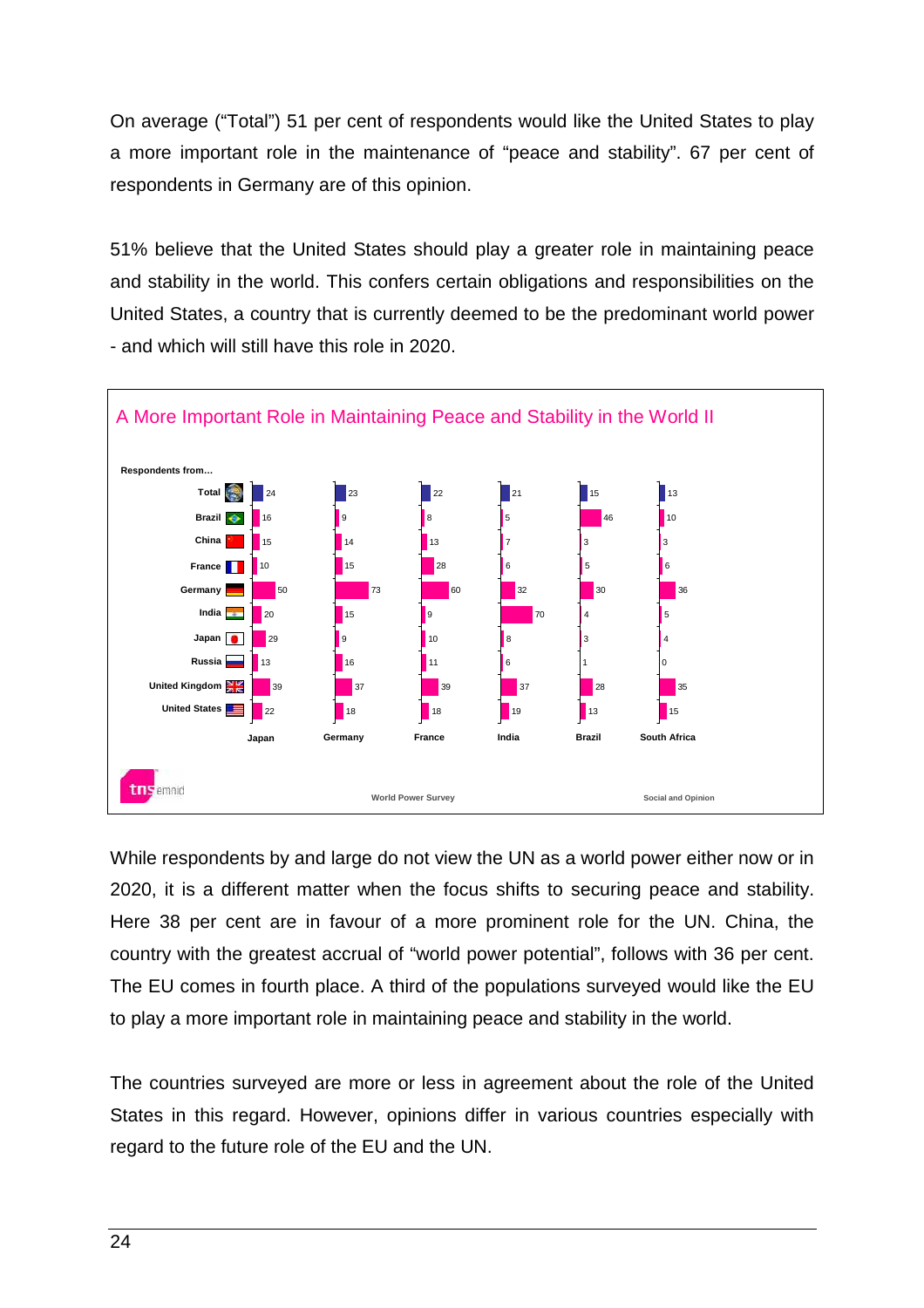On average ("Total") 51 per cent of respondents would like the United States to play a more important role in the maintenance of "peace and stability". 67 per cent of respondents in Germany are of this opinion.

51% believe that the United States should play a greater role in maintaining peace and stability in the world. This confers certain obligations and responsibilities on the United States, a country that is currently deemed to be the predominant world power - and which will still have this role in 2020.

## A More Important Role in Maintaining Peace and Stability in the World II

| Respondents from... | Japan | Germany | France | India | Brazil | South Africa |
|---|---|---|---|---|---|---|
| Total | 24 | 23 | 22 | 21 | 15 | 13 |
| Brazil | 16 | 9 | 8 | 5 | 46 | 10 |
| China | 15 | 14 | 13 | 7 | 3 | 3 |
| France | 10 | 15 | 28 | 6 | 5 | 6 |
| Germany | 50 | 73 | 60 | 32 | 30 | 36 |
| India | 20 | 15 | 9 | 70 | 4 | 5 |
| Japan | 29 | 9 | 10 | 8 | 3 | 4 |
| Russia | 13 | 16 | 11 | 6 | 1 | 0 |
| United Kingdom | 39 | 37 | 39 | 37 | 28 | 35 |
| United States | 22 | 18 | 18 | 19 | 13 | 15 |

tns emnid — World Power Survey — Social and Opinion

While respondents by and large do not view the UN as a world power either now or in 2020, it is a different matter when the focus shifts to securing peace and stability. Here 38 per cent are in favour of a more prominent role for the UN. China, the country with the greatest accrual of "world power potential", follows with 36 per cent. The EU comes in fourth place. A third of the populations surveyed would like the EU to play a more important role in maintaining peace and stability in the world.

The countries surveyed are more or less in agreement about the role of the United States in this regard. However, opinions differ in various countries especially with regard to the future role of the EU and the UN.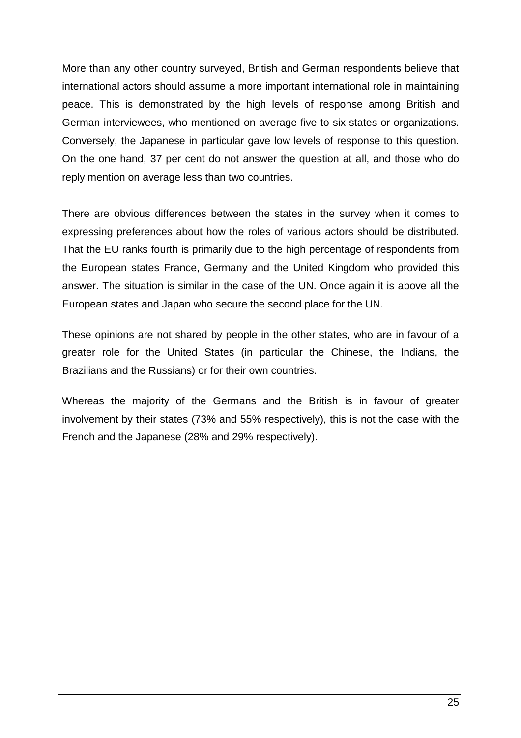More than any other country surveyed, British and German respondents believe that international actors should assume a more important international role in maintaining peace. This is demonstrated by the high levels of response among British and German interviewees, who mentioned on average five to six states or organizations. Conversely, the Japanese in particular gave low levels of response to this question. On the one hand, 37 per cent do not answer the question at all, and those who do reply mention on average less than two countries.

There are obvious differences between the states in the survey when it comes to expressing preferences about how the roles of various actors should be distributed. That the EU ranks fourth is primarily due to the high percentage of respondents from the European states France, Germany and the United Kingdom who provided this answer. The situation is similar in the case of the UN. Once again it is above all the European states and Japan who secure the second place for the UN.

These opinions are not shared by people in the other states, who are in favour of a greater role for the United States (in particular the Chinese, the Indians, the Brazilians and the Russians) or for their own countries.

Whereas the majority of the Germans and the British is in favour of greater involvement by their states (73% and 55% respectively), this is not the case with the French and the Japanese (28% and 29% respectively).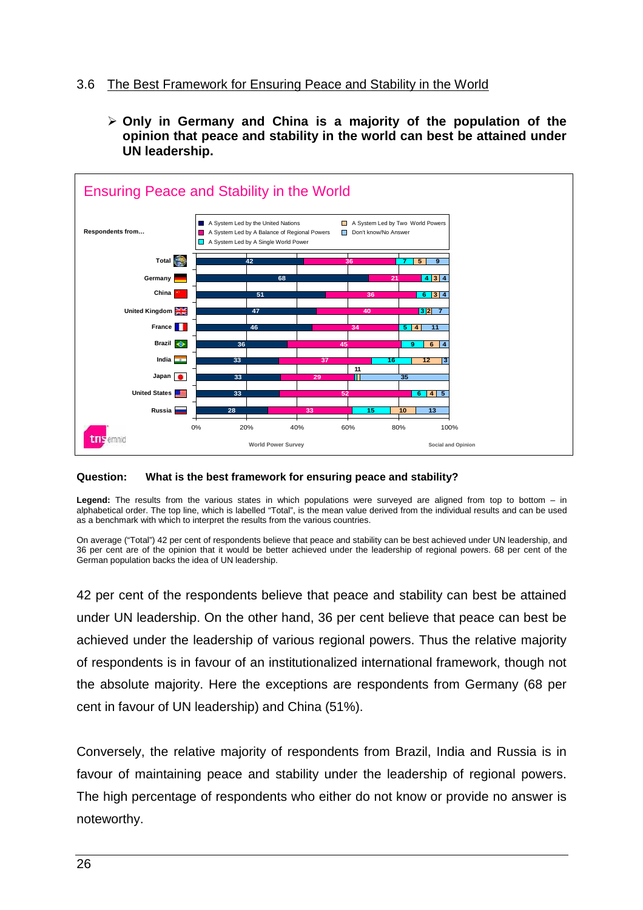## 3.6 The Best Framework for Ensuring Peace and Stability in the World

- **Only in Germany and China is a majority of the population of the opinion that peace and stability in the world can best be attained under UN leadership.**

**Ensuring Peace and Stability in the World**

| Respondents from... | A System Led by the United Nations | A System Led by A Balance of Regional Powers | A System Led by A Single World Power | A System Led by Two World Powers | Don't know/No Answer |
|---|---|---|---|---|---|
| Total | 42 | 36 | 7 | 5 | 9 |
| Germany | 68 | 21 | 4 | 3 | 4 |
| China | 51 | 36 | 6 | 3 | 4 |
| United Kingdom | 47 | 40 | 3 | 2 | 7 |
| France | 46 | 34 | 5 | 4 | 11 |
| Brazil | 36 | 45 | 9 | 6 | 4 |
| India | 33 | 37 | 16 | 12 | 3 |
| Japan | 33 | 29 | 11 | | 35 |
| United States | 33 | 52 | 6 | 4 | 5 |
| Russia | 28 | 33 | 15 | 10 | 13 |

World Power Survey — Social and Opinion

**Question: What is the best framework for ensuring peace and stability?**

**Legend:** The results from the various states in which populations were surveyed are aligned from top to bottom – in alphabetical order. The top line, which is labelled "Total", is the mean value derived from the individual results and can be used as a benchmark with which to interpret the results from the various countries.

On average ("Total") 42 per cent of respondents believe that peace and stability can be best achieved under UN leadership, and 36 per cent are of the opinion that it would be better achieved under the leadership of regional powers. 68 per cent of the German population backs the idea of UN leadership.

42 per cent of the respondents believe that peace and stability can best be attained under UN leadership. On the other hand, 36 per cent believe that peace can best be achieved under the leadership of various regional powers. Thus the relative majority of respondents is in favour of an institutionalized international framework, though not the absolute majority. Here the exceptions are respondents from Germany (68 per cent in favour of UN leadership) and China (51%).

Conversely, the relative majority of respondents from Brazil, India and Russia is in favour of maintaining peace and stability under the leadership of regional powers. The high percentage of respondents who either do not know or provide no answer is noteworthy.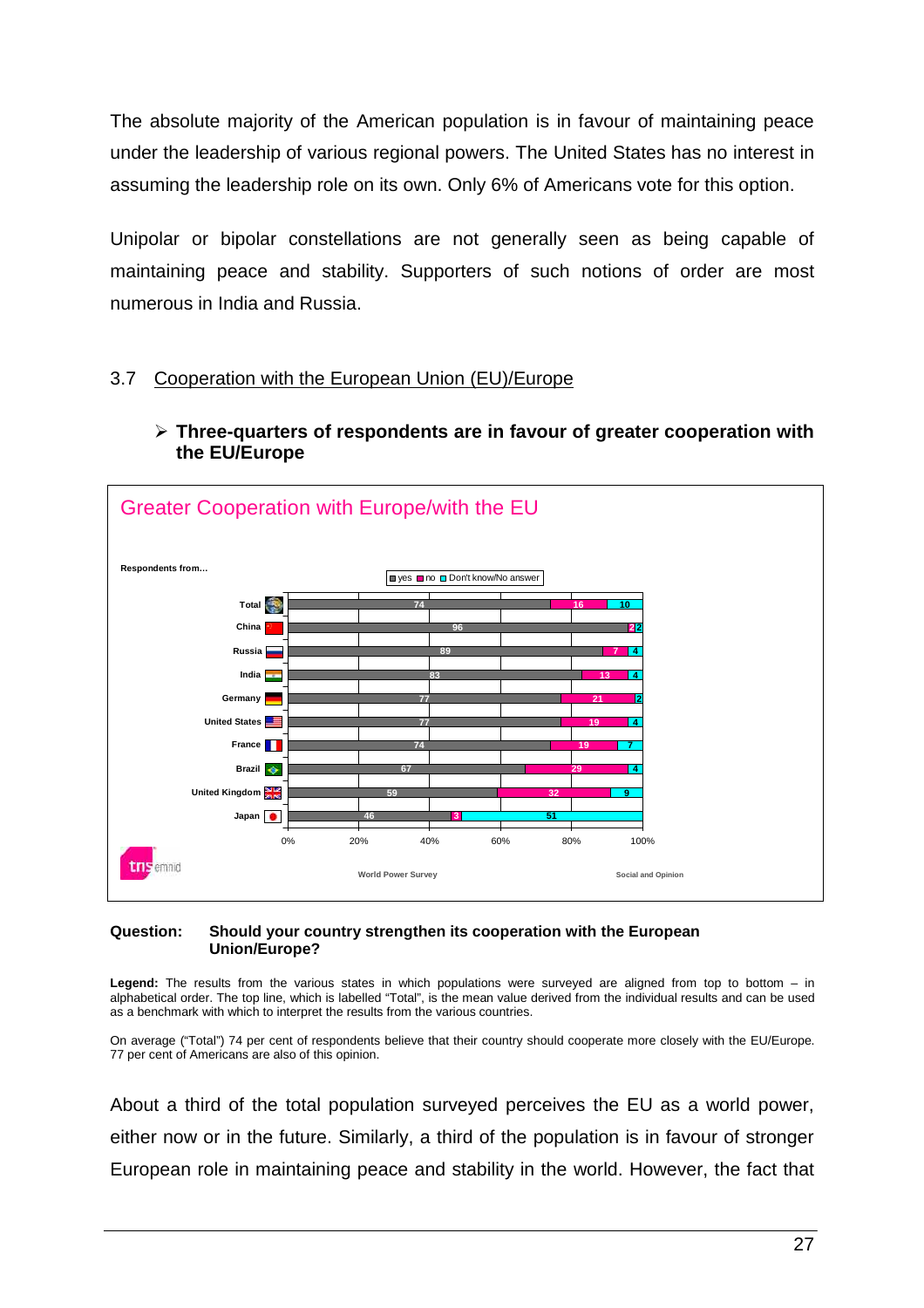The absolute majority of the American population is in favour of maintaining peace under the leadership of various regional powers. The United States has no interest in assuming the leadership role on its own. Only 6% of Americans vote for this option.

Unipolar or bipolar constellations are not generally seen as being capable of maintaining peace and stability. Supporters of such notions of order are most numerous in India and Russia.

### 3.7 Cooperation with the European Union (EU)/Europe

➢ **Three-quarters of respondents are in favour of greater cooperation with the EU/Europe**

**Greater Cooperation with Europe/with the EU**

| Respondents from... | yes | no | Don't know/No answer |
|---|---|---|---|
| Total | 74 | 16 | 10 |
| China | 96 | 2 | 2 |
| Russia | 89 | 7 | 4 |
| India | 83 | 13 | 4 |
| Germany | 77 | 21 | 2 |
| United States | 77 | 19 | 4 |
| France | 74 | 19 | 7 |
| Brazil | 67 | 29 | 4 |
| United Kingdom | 59 | 32 | 9 |
| Japan | 46 | 3 | 51 |

World Power Survey — Social and Opinion

**Question: Should your country strengthen its cooperation with the European Union/Europe?**

**Legend:** The results from the various states in which populations were surveyed are aligned from top to bottom – in alphabetical order. The top line, which is labelled "Total", is the mean value derived from the individual results and can be used as a benchmark with which to interpret the results from the various countries.

On average ("Total") 74 per cent of respondents believe that their country should cooperate more closely with the EU/Europe. 77 per cent of Americans are also of this opinion.

About a third of the total population surveyed perceives the EU as a world power, either now or in the future. Similarly, a third of the population is in favour of stronger European role in maintaining peace and stability in the world. However, the fact that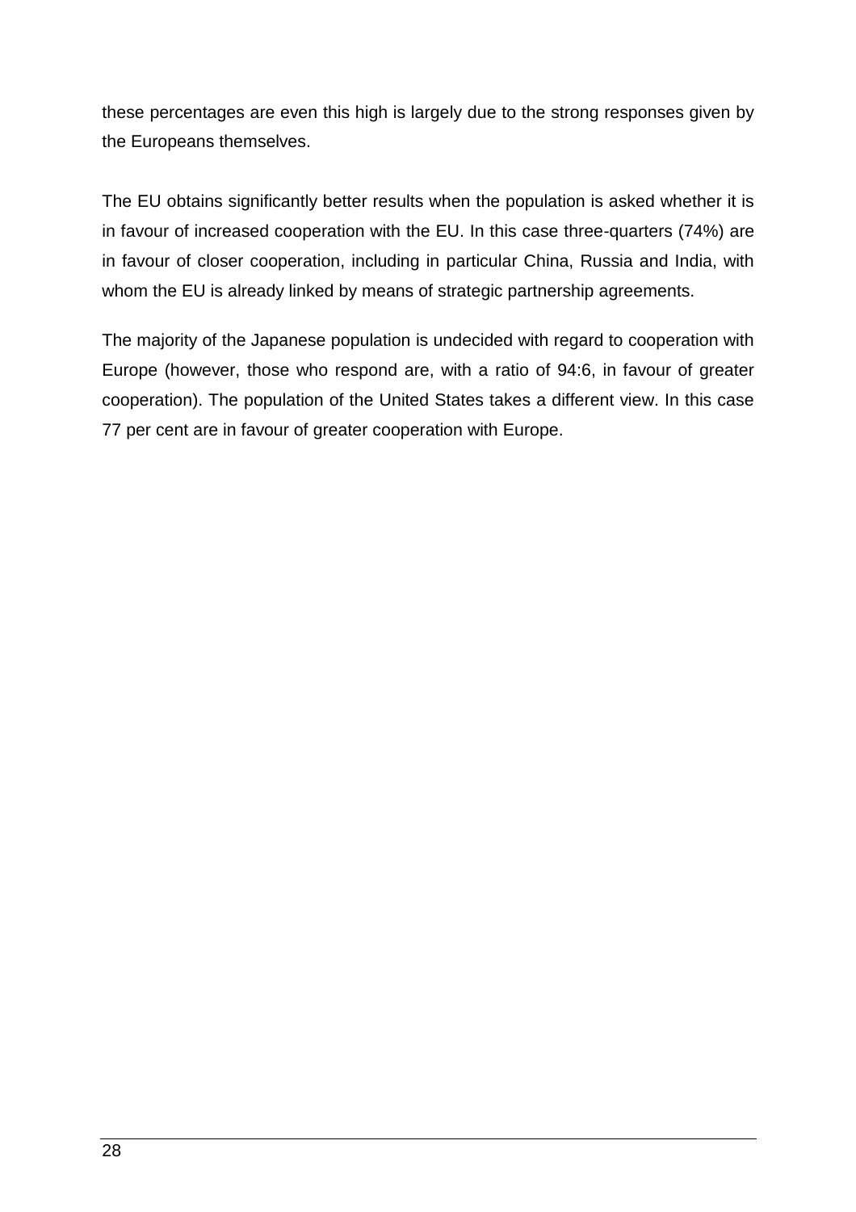these percentages are even this high is largely due to the strong responses given by the Europeans themselves.

The EU obtains significantly better results when the population is asked whether it is in favour of increased cooperation with the EU. In this case three-quarters (74%) are in favour of closer cooperation, including in particular China, Russia and India, with whom the EU is already linked by means of strategic partnership agreements.

The majority of the Japanese population is undecided with regard to cooperation with Europe (however, those who respond are, with a ratio of 94:6, in favour of greater cooperation). The population of the United States takes a different view. In this case 77 per cent are in favour of greater cooperation with Europe.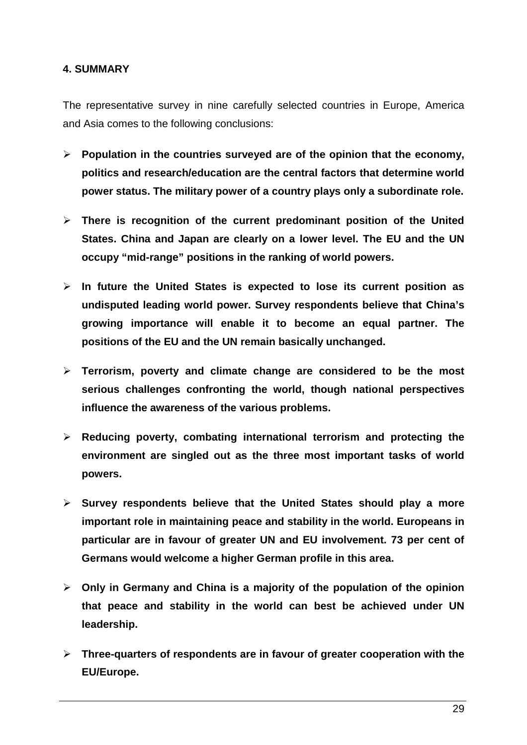## 4. SUMMARY

The representative survey in nine carefully selected countries in Europe, America and Asia comes to the following conclusions:

- **Population in the countries surveyed are of the opinion that the economy, politics and research/education are the central factors that determine world power status. The military power of a country plays only a subordinate role.**
- **There is recognition of the current predominant position of the United States. China and Japan are clearly on a lower level. The EU and the UN occupy “mid-range” positions in the ranking of world powers.**
- **In future the United States is expected to lose its current position as undisputed leading world power. Survey respondents believe that China’s growing importance will enable it to become an equal partner. The positions of the EU and the UN remain basically unchanged.**
- **Terrorism, poverty and climate change are considered to be the most serious challenges confronting the world, though national perspectives influence the awareness of the various problems.**
- **Reducing poverty, combating international terrorism and protecting the environment are singled out as the three most important tasks of world powers.**
- **Survey respondents believe that the United States should play a more important role in maintaining peace and stability in the world. Europeans in particular are in favour of greater UN and EU involvement. 73 per cent of Germans would welcome a higher German profile in this area.**
- **Only in Germany and China is a majority of the population of the opinion that peace and stability in the world can best be achieved under UN leadership.**
- **Three-quarters of respondents are in favour of greater cooperation with the EU/Europe.**